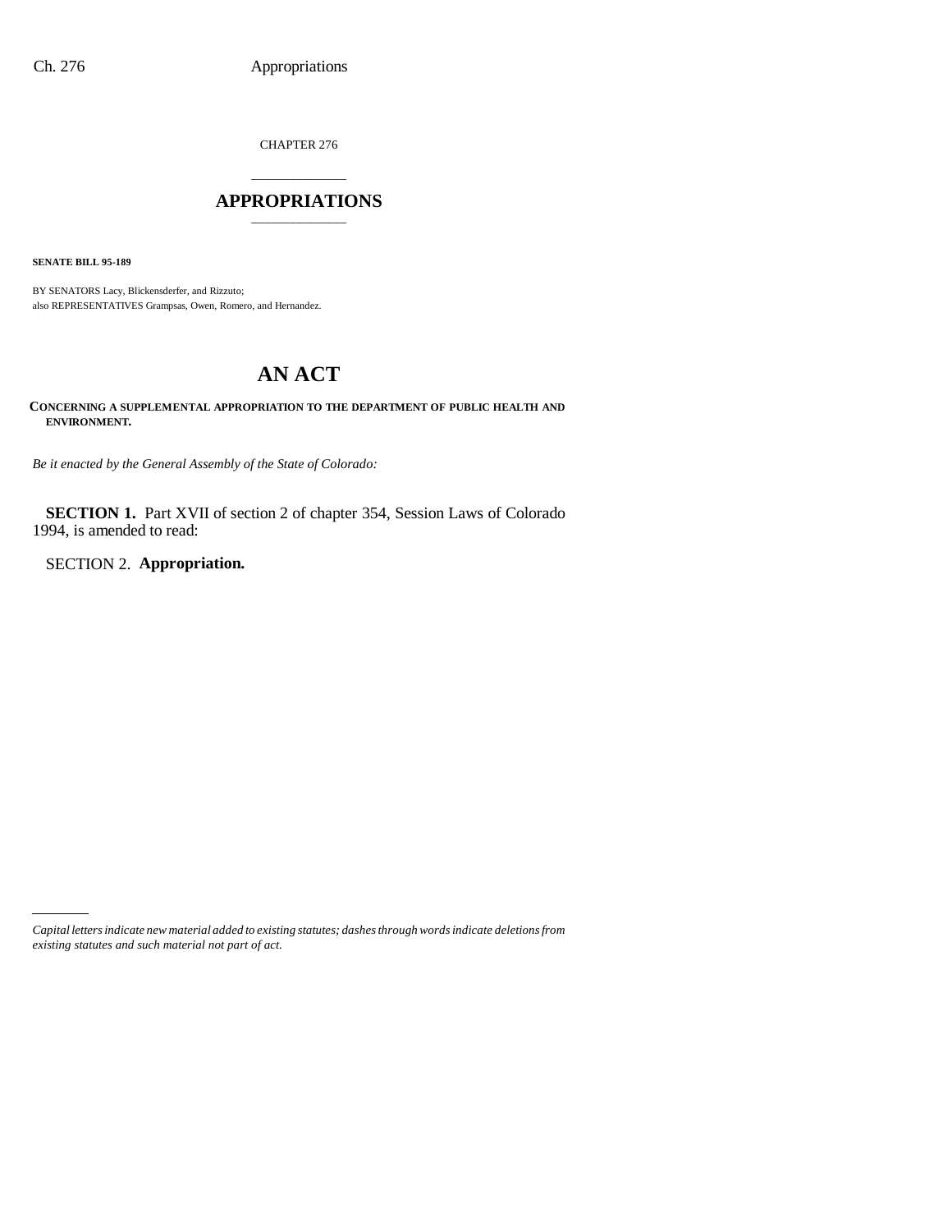CHAPTER 276

# APPROPRIATIONS

**SENATE BILL 95-189**

BY SENATORS Lacy, Blickensderfer, and Rizzuto;
also REPRESENTATIVES Grampsas, Owen, Romero, and Hernandez.

# AN ACT

**CONCERNING A SUPPLEMENTAL APPROPRIATION TO THE DEPARTMENT OF PUBLIC HEALTH AND ENVIRONMENT.**

*Be it enacted by the General Assembly of the State of Colorado:*

**SECTION 1.** Part XVII of section 2 of chapter 354, Session Laws of Colorado 1994, is amended to read:

SECTION 2. **Appropriation.**

---

*Capital letters indicate new material added to existing statutes; dashes through words indicate deletions from existing statutes and such material not part of act.*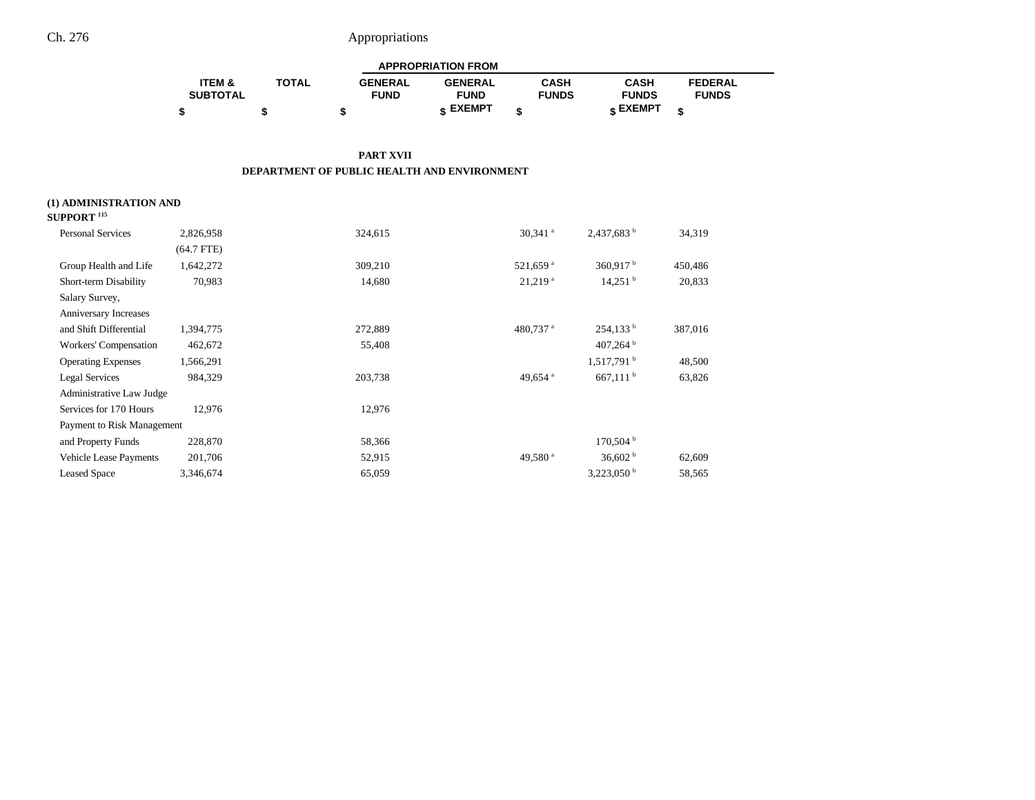| | ITEM & SUBTOTAL | TOTAL | APPROPRIATION FROM GENERAL FUND | GENERAL FUND EXEMPT | CASH FUNDS | CASH FUNDS EXEMPT | FEDERAL FUNDS |
|---|---|---|---|---|---|---|---|
| | $ | $ | $ | $ | $ | $ | $ |

## PART XVII
## DEPARTMENT OF PUBLIC HEALTH AND ENVIRONMENT

**(1) ADMINISTRATION AND SUPPORT** [115]

| | ITEM & SUBTOTAL | TOTAL | GENERAL FUND | GENERAL FUND EXEMPT | CASH FUNDS | CASH FUNDS EXEMPT | FEDERAL FUNDS |
|---|---|---|---|---|---|---|---|
| Personal Services | 2,826,958 | | 324,615 | | 30,341 [a] | 2,437,683 [b] | 34,319 |
| | (64.7 FTE) | | | | | | |
| Group Health and Life | 1,642,272 | | 309,210 | | 521,659 [a] | 360,917 [b] | 450,486 |
| Short-term Disability | 70,983 | | 14,680 | | 21,219 [a] | 14,251 [b] | 20,833 |
| Salary Survey, Anniversary Increases and Shift Differential | 1,394,775 | | 272,889 | | 480,737 [a] | 254,133 [b] | 387,016 |
| Workers' Compensation | 462,672 | | 55,408 | | | 407,264 [b] | |
| Operating Expenses | 1,566,291 | | | | | 1,517,791 [b] | 48,500 |
| Legal Services | 984,329 | | 203,738 | | 49,654 [a] | 667,111 [b] | 63,826 |
| Administrative Law Judge Services for 170 Hours | 12,976 | | 12,976 | | | | |
| Payment to Risk Management and Property Funds | 228,870 | | 58,366 | | | 170,504 [b] | |
| Vehicle Lease Payments | 201,706 | | 52,915 | | 49,580 [a] | 36,602 [b] | 62,609 |
| Leased Space | 3,346,674 | | 65,059 | | | 3,223,050 [b] | 58,565 |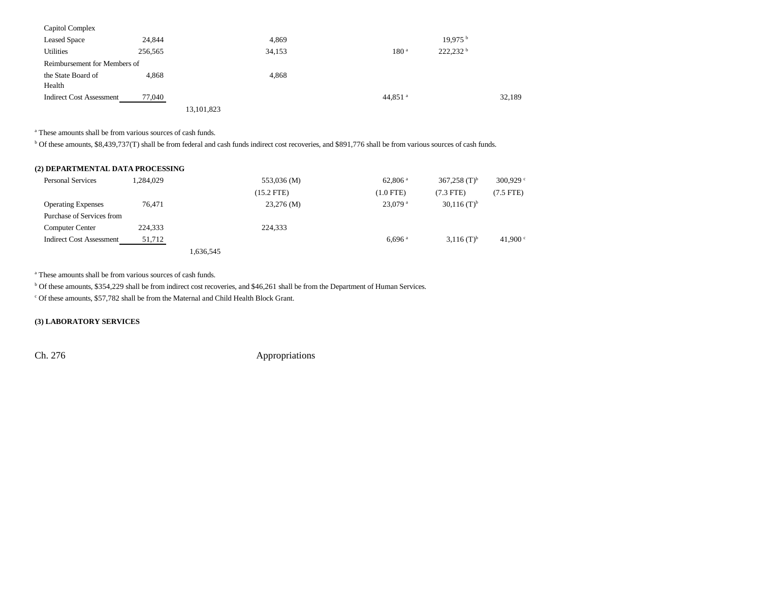| | | | | | | |
|---|---|---|---|---|---|---|
| Capitol Complex | | | | | | |
| Leased Space | 24,844 | | 4,869 | | 19,975 [b] | |
| Utilities | 256,565 | | 34,153 | 180 [a] | 222,232 [b] | |
| Reimbursement for Members of the State Board of Health | 4,868 | | 4,868 | | | |
| Indirect Cost Assessment | 77,040 | | | 44,851 [a] | | 32,189 |
| | | 13,101,823 | | | | |

[a] These amounts shall be from various sources of cash funds.

[b] Of these amounts, $8,439,737(T) shall be from federal and cash funds indirect cost recoveries, and $891,776 shall be from various sources of cash funds.

**(2) DEPARTMENTAL DATA PROCESSING**

| | | | | | | |
|---|---|---|---|---|---|---|
| Personal Services | 1,284,029 | | 553,036 (M) | 62,806 [a] | 367,258 (T)[b] | 300,929 [c] |
| | | | (15.2 FTE) | (1.0 FTE) | (7.3 FTE) | (7.5 FTE) |
| Operating Expenses | 76,471 | | 23,276 (M) | 23,079 [a] | 30,116 (T)[b] | |
| Purchase of Services from Computer Center | 224,333 | | 224,333 | | | |
| Indirect Cost Assessment | 51,712 | | | 6,696 [a] | 3,116 (T)[b] | 41,900 [c] |
| | | 1,636,545 | | | | |

[a] These amounts shall be from various sources of cash funds.

[b] Of these amounts, $354,229 shall be from indirect cost recoveries, and $46,261 shall be from the Department of Human Services.

[c] Of these amounts, $57,782 shall be from the Maternal and Child Health Block Grant.

**(3) LABORATORY SERVICES**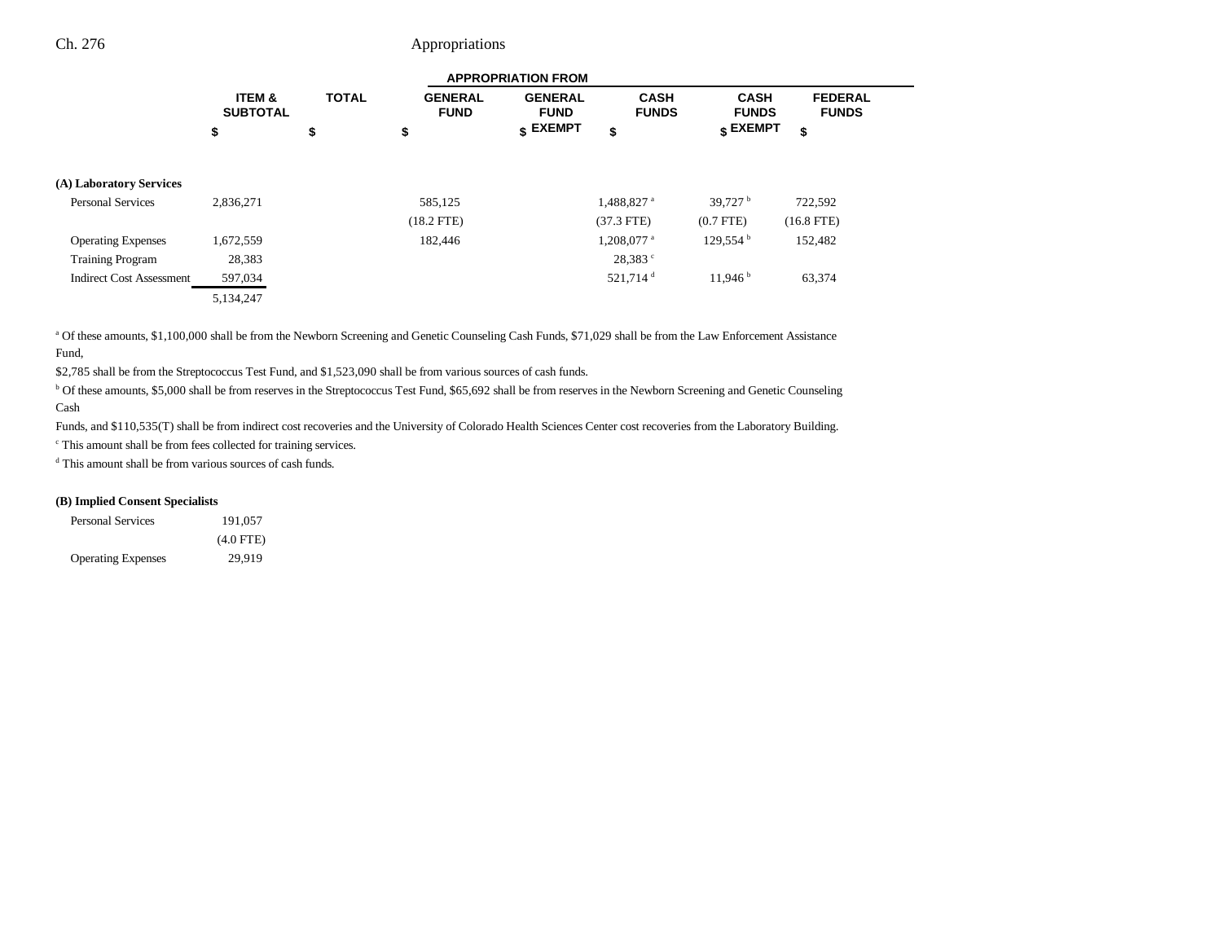| | ITEM & SUBTOTAL | TOTAL | APPROPRIATION FROM | | | | |
|---|---|---|---|---|---|---|---|
| | | | GENERAL FUND | GENERAL FUND EXEMPT | CASH FUNDS | CASH FUNDS EXEMPT | FEDERAL FUNDS |
| | $ | $ | $ | $ | $ | $ | $ |
| **(A) Laboratory Services** | | | | | | | |
| Personal Services | 2,836,271 | | 585,125 | | 1,488,827[a] | 39,727[b] | 722,592 |
| | | | (18.2 FTE) | | (37.3 FTE) | (0.7 FTE) | (16.8 FTE) |
| Operating Expenses | 1,672,559 | | 182,446 | | 1,208,077[a] | 129,554[b] | 152,482 |
| Training Program | 28,383 | | | | 28,383[c] | | |
| Indirect Cost Assessment | 597,034 | | | | 521,714[d] | 11,946[b] | 63,374 |
| | 5,134,247 | | | | | | |

[a] Of these amounts, $1,100,000 shall be from the Newborn Screening and Genetic Counseling Cash Funds, $71,029 shall be from the Law Enforcement Assistance Fund,
$2,785 shall be from the Streptococcus Test Fund, and $1,523,090 shall be from various sources of cash funds.

[b] Of these amounts, $5,000 shall be from reserves in the Streptococcus Test Fund, $65,692 shall be from reserves in the Newborn Screening and Genetic Counseling Cash
Funds, and $110,535(T) shall be from indirect cost recoveries and the University of Colorado Health Sciences Center cost recoveries from the Laboratory Building.

[c] This amount shall be from fees collected for training services.

[d] This amount shall be from various sources of cash funds.

| | ITEM & SUBTOTAL |
|---|---|
| **(B) Implied Consent Specialists** | |
| Personal Services | 191,057 |
| | (4.0 FTE) |
| Operating Expenses | 29,919 |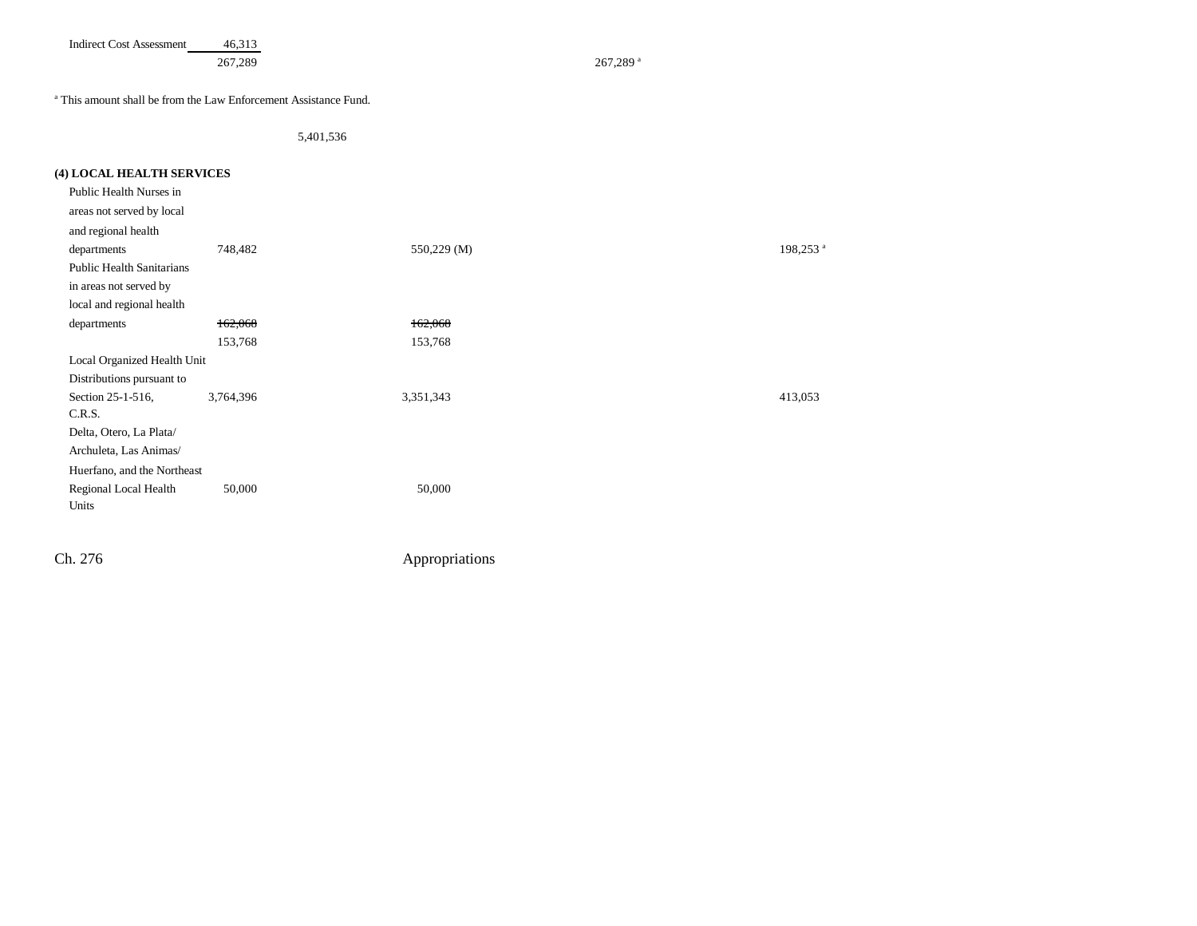| | | | | | |
|---|---|---|---|---|---|
| Indirect Cost Assessment | 46,313 | | | | |
| | 267,289 | | | 267,289 [a] | |

[a] This amount shall be from the Law Enforcement Assistance Fund.

5,401,536

**(4) LOCAL HEALTH SERVICES**

| | | | | | |
|---|---|---|---|---|---|
| Public Health Nurses in areas not served by local and regional health departments | 748,482 | 550,229 (M) | | | 198,253 [a] |
| Public Health Sanitarians in areas not served by local and regional health departments | ~~162,068~~ 153,768 | ~~162,068~~ 153,768 | | | |
| Local Organized Health Unit Distributions pursuant to Section 25-1-516, C.R.S. | 3,764,396 | 3,351,343 | | | 413,053 |
| Delta, Otero, La Plata/ Archuleta, Las Animas/ Huerfano, and the Northeast Regional Local Health Units | 50,000 | 50,000 | | | |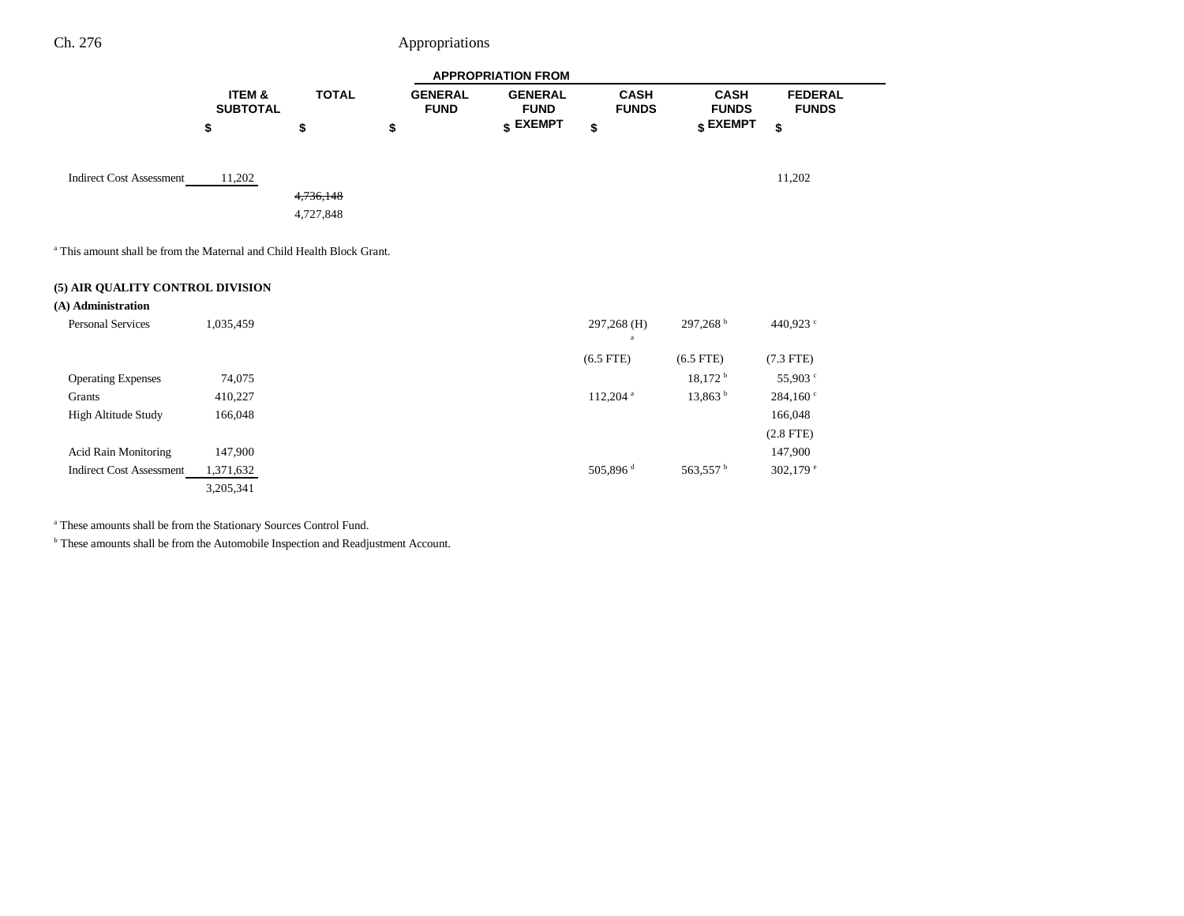| | ITEM & SUBTOTAL | TOTAL | APPROPRIATION FROM GENERAL FUND | GENERAL FUND EXEMPT | CASH FUNDS | CASH FUNDS EXEMPT | FEDERAL FUNDS |
|---|---|---|---|---|---|---|---|
| | $ | $ | $ | $ | $ | $ | $ |
| Indirect Cost Assessment | 11,202 | | | | | | 11,202 |
| | | ~~4,736,148~~ | | | | | |
| | | 4,727,848 | | | | | |

[a] This amount shall be from the Maternal and Child Health Block Grant.

**(5) AIR QUALITY CONTROL DIVISION**

**(A) Administration**

| | ITEM & SUBTOTAL | TOTAL | GENERAL FUND | GENERAL FUND EXEMPT | CASH FUNDS | CASH FUNDS EXEMPT | FEDERAL FUNDS |
|---|---|---|---|---|---|---|---|
| Personal Services | 1,035,459 | | | | 297,268 (H)[a] | 297,268[b] | 440,923[c] |
| | | | | | (6.5 FTE) | (6.5 FTE) | (7.3 FTE) |
| Operating Expenses | 74,075 | | | | | 18,172[b] | 55,903[c] |
| Grants | 410,227 | | | | 112,204[a] | 13,863[b] | 284,160[c] |
| High Altitude Study | 166,048 | | | | | | 166,048 |
| | | | | | | | (2.8 FTE) |
| Acid Rain Monitoring | 147,900 | | | | | | 147,900 |
| Indirect Cost Assessment | 1,371,632 | | | | 505,896[d] | 563,557[b] | 302,179[e] |
| | 3,205,341 | | | | | | |

[a] These amounts shall be from the Stationary Sources Control Fund.

[b] These amounts shall be from the Automobile Inspection and Readjustment Account.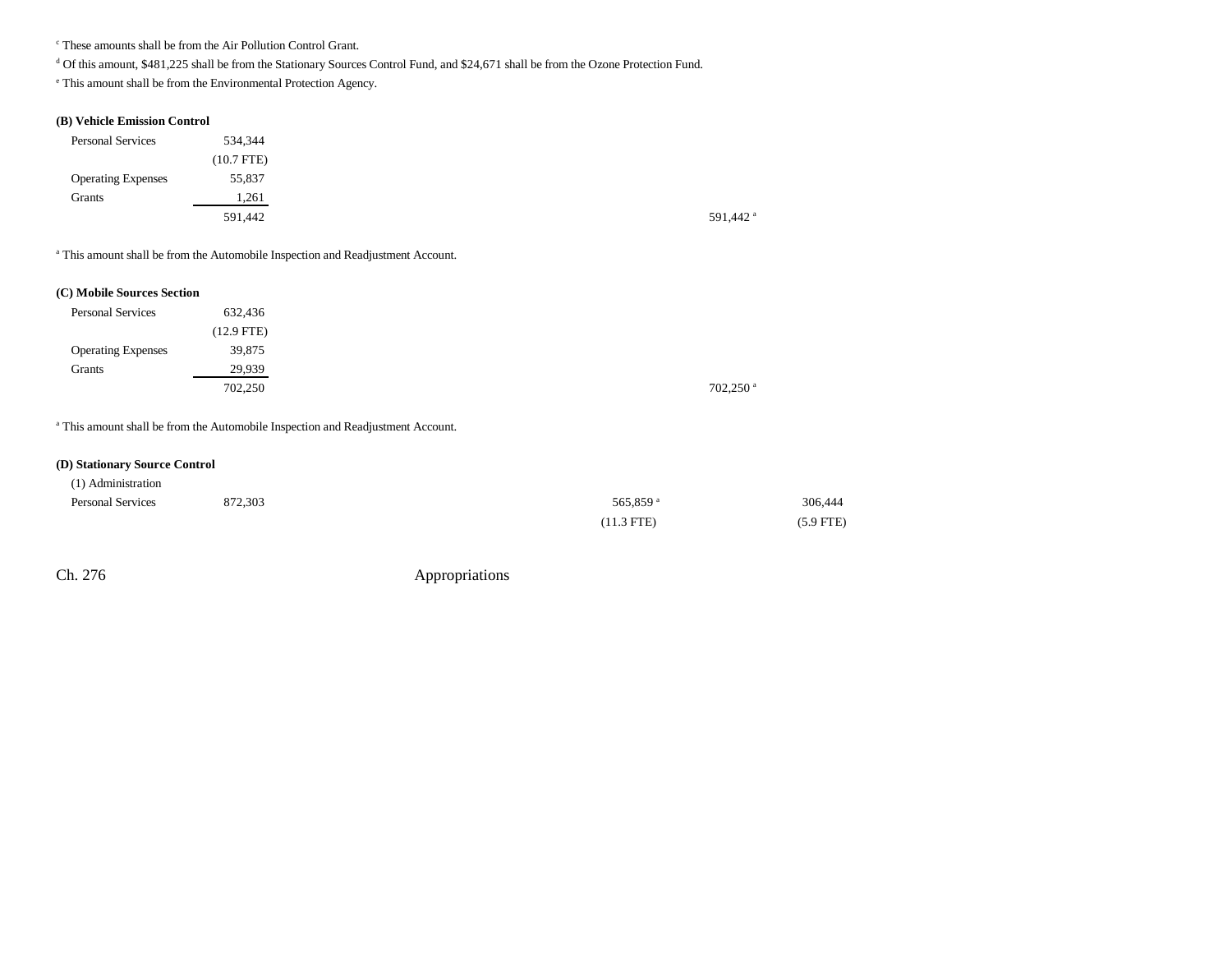[c] These amounts shall be from the Air Pollution Control Grant.

[d] Of this amount, $481,225 shall be from the Stationary Sources Control Fund, and $24,671 shall be from the Ozone Protection Fund.

[e] This amount shall be from the Environmental Protection Agency.

**(B) Vehicle Emission Control**

| | | | | |
|---|---|---|---|---|
| Personal Services | 534,344 | | | |
| | (10.7 FTE) | | | |
| Operating Expenses | 55,837 | | | |
| Grants | 1,261 | | | |
| | 591,442 | | 591,442 [a] | |

[a] This amount shall be from the Automobile Inspection and Readjustment Account.

**(C) Mobile Sources Section**

| | | | | |
|---|---|---|---|---|
| Personal Services | 632,436 | | | |
| | (12.9 FTE) | | | |
| Operating Expenses | 39,875 | | | |
| Grants | 29,939 | | | |
| | 702,250 | | 702,250 [a] | |

[a] This amount shall be from the Automobile Inspection and Readjustment Account.

**(D) Stationary Source Control**

| | | | | |
|---|---|---|---|---|
| (1) Administration | | | | |
| Personal Services | 872,303 | 565,859 [a] | | 306,444 |
| | | (11.3 FTE) | | (5.9 FTE) |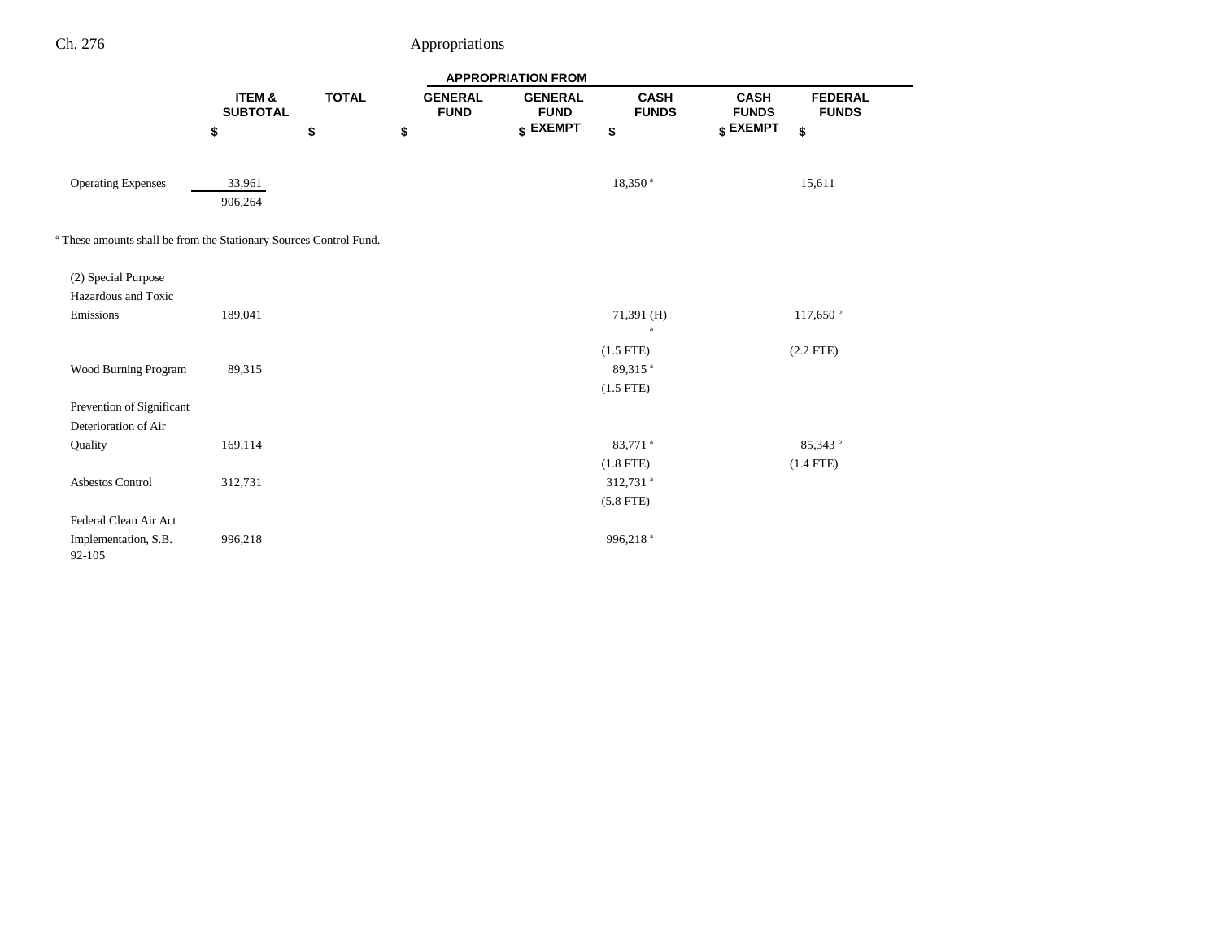| | ITEM & SUBTOTAL | TOTAL | GENERAL FUND | GENERAL FUND EXEMPT | CASH FUNDS | CASH FUNDS EXEMPT | FEDERAL FUNDS |
|---|---|---|---|---|---|---|---|
| | $ | $ | $ | $ | $ | $ | $ |
| Operating Expenses | 33,961 | | | | 18,350 [a] | | 15,611 |
| | 906,264 | | | | | | |

[a] These amounts shall be from the Stationary Sources Control Fund.

| | ITEM & SUBTOTAL | TOTAL | GENERAL FUND | GENERAL FUND EXEMPT | CASH FUNDS | CASH FUNDS EXEMPT | FEDERAL FUNDS |
|---|---|---|---|---|---|---|---|
| (2) Special Purpose Hazardous and Toxic Emissions | 189,041 | | | | 71,391 (H) [a] | | 117,650 [b] |
| | | | | | (1.5 FTE) | | (2.2 FTE) |
| Wood Burning Program | 89,315 | | | | 89,315 [a] | | |
| | | | | | (1.5 FTE) | | |
| Prevention of Significant Deterioration of Air Quality | 169,114 | | | | 83,771 [a] | | 85,343 [b] |
| | | | | | (1.8 FTE) | | (1.4 FTE) |
| Asbestos Control | 312,731 | | | | 312,731 [a] | | |
| | | | | | (5.8 FTE) | | |
| Federal Clean Air Act Implementation, S.B. 92-105 | 996,218 | | | | 996,218 [a] | | |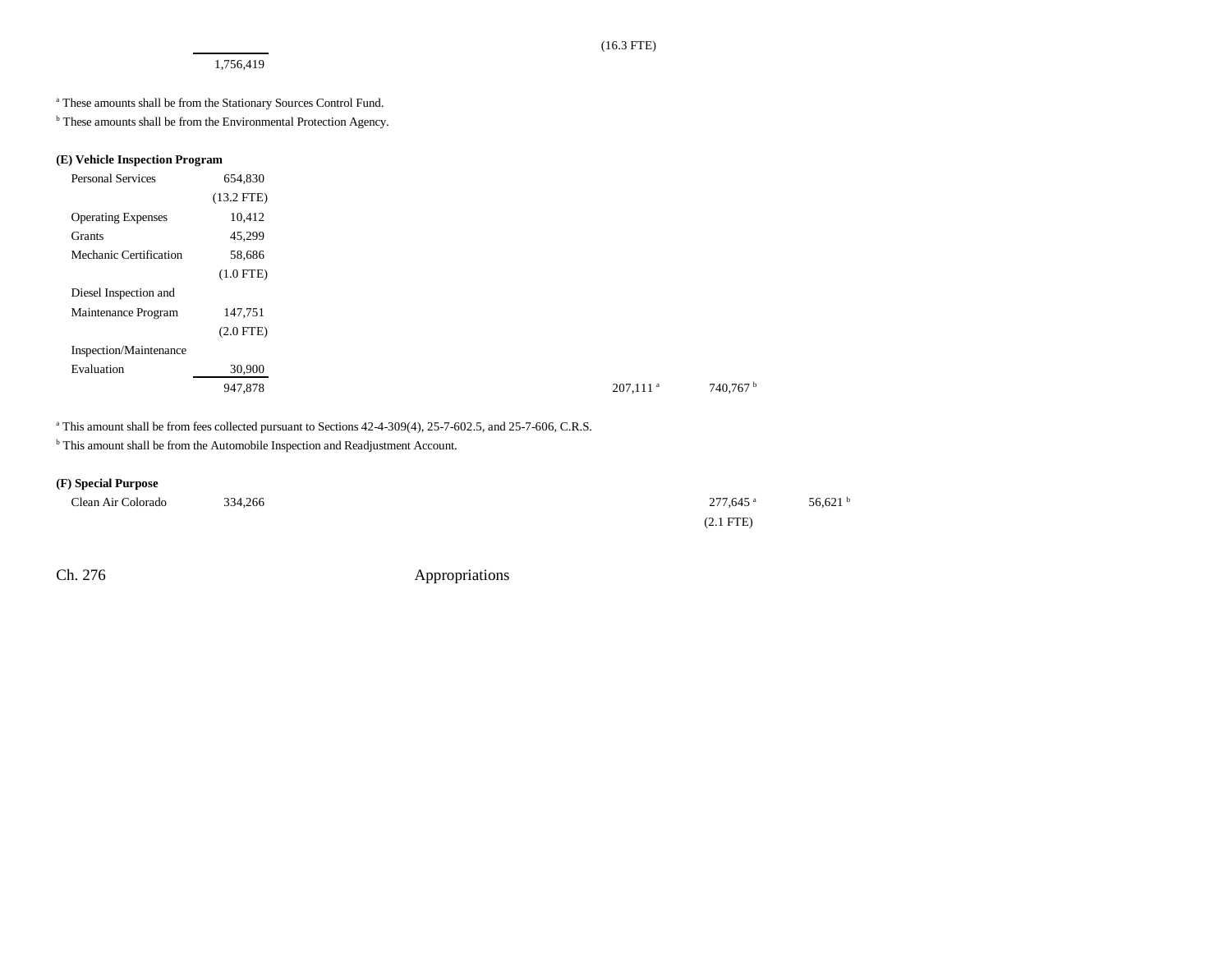| | | | | | |
|---|---|---|---|---|---|
| | | | (16.3 FTE) | | |
| | 1,756,419 | | | | |

[a] These amounts shall be from the Stationary Sources Control Fund.

[b] These amounts shall be from the Environmental Protection Agency.

**(E) Vehicle Inspection Program**

| | | | | | |
|---|---|---|---|---|---|
| Personal Services | 654,830 | | | | |
| | (13.2 FTE) | | | | |
| Operating Expenses | 10,412 | | | | |
| Grants | 45,299 | | | | |
| Mechanic Certification | 58,686 | | | | |
| | (1.0 FTE) | | | | |
| Diesel Inspection and Maintenance Program | 147,751 | | | | |
| | (2.0 FTE) | | | | |
| Inspection/Maintenance Evaluation | 30,900 | | | | |
| | 947,878 | | 207,111[a] | 740,767[b] | |

[a] This amount shall be from fees collected pursuant to Sections 42-4-309(4), 25-7-602.5, and 25-7-606, C.R.S.

[b] This amount shall be from the Automobile Inspection and Readjustment Account.

**(F) Special Purpose**

| | | | | | |
|---|---|---|---|---|---|
| Clean Air Colorado | 334,266 | | | 277,645[a] | 56,621[b] |
| | | | | (2.1 FTE) | |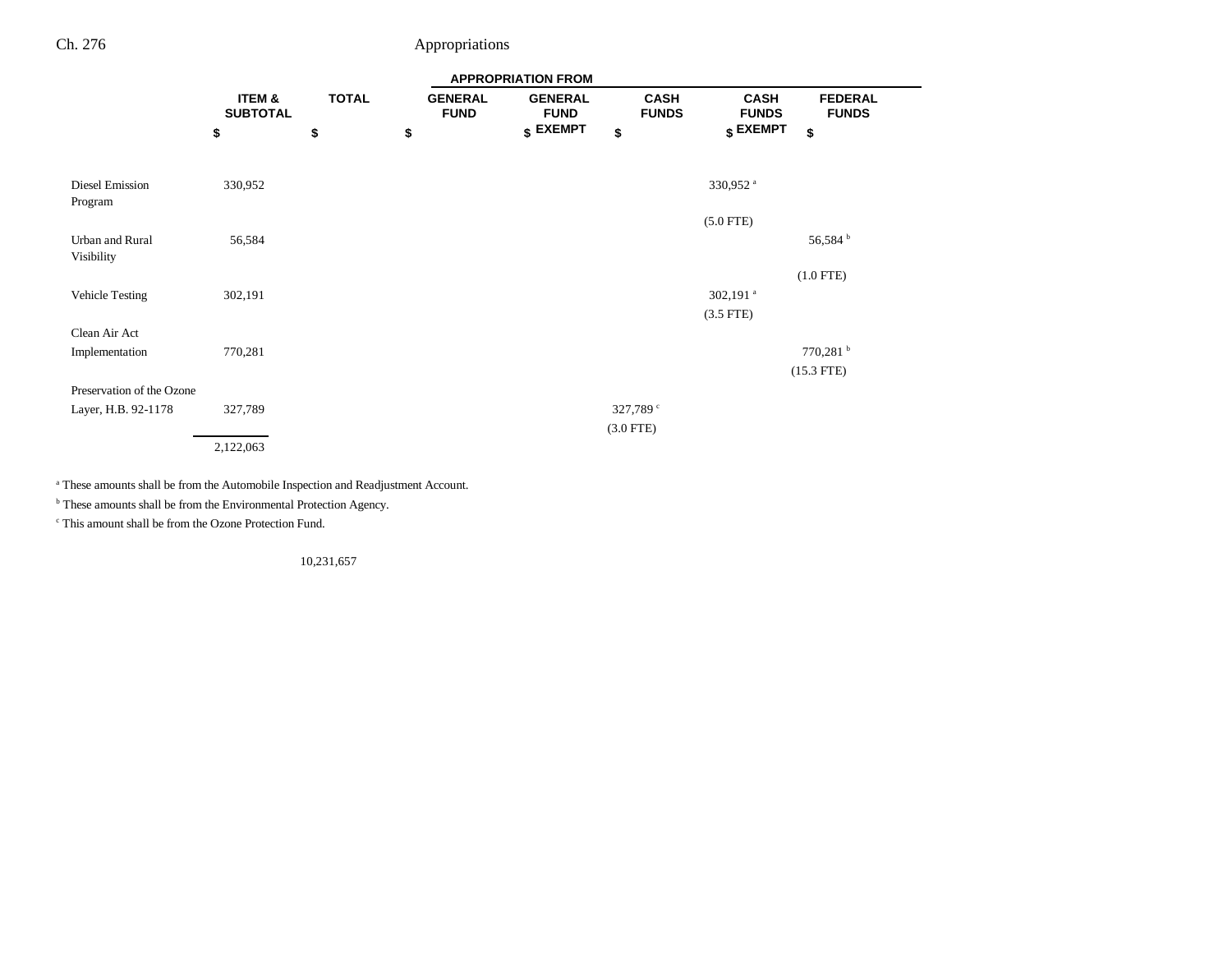| | ITEM & SUBTOTAL | TOTAL | GENERAL FUND | GENERAL FUND EXEMPT | CASH FUNDS | CASH FUNDS EXEMPT | FEDERAL FUNDS |
|---|---|---|---|---|---|---|---|
| | $ | $ | $ | $ | $ | $ | $ |
| Diesel Emission Program | 330,952 | | | | | 330,952[a] | |
| | | | | | | (5.0 FTE) | |
| Urban and Rural Visibility | 56,584 | | | | | | 56,584[b] |
| | | | | | | | (1.0 FTE) |
| Vehicle Testing | 302,191 | | | | | 302,191[a] | |
| | | | | | | (3.5 FTE) | |
| Clean Air Act Implementation | 770,281 | | | | | | 770,281[b] |
| | | | | | | | (15.3 FTE) |
| Preservation of the Ozone Layer, H.B. 92-1178 | 327,789 | | | | 327,789[c] | | |
| | | | | | (3.0 FTE) | | |
| | 2,122,063 | | | | | | |

[a] These amounts shall be from the Automobile Inspection and Readjustment Account.

[b] These amounts shall be from the Environmental Protection Agency.

[c] This amount shall be from the Ozone Protection Fund.

10,231,657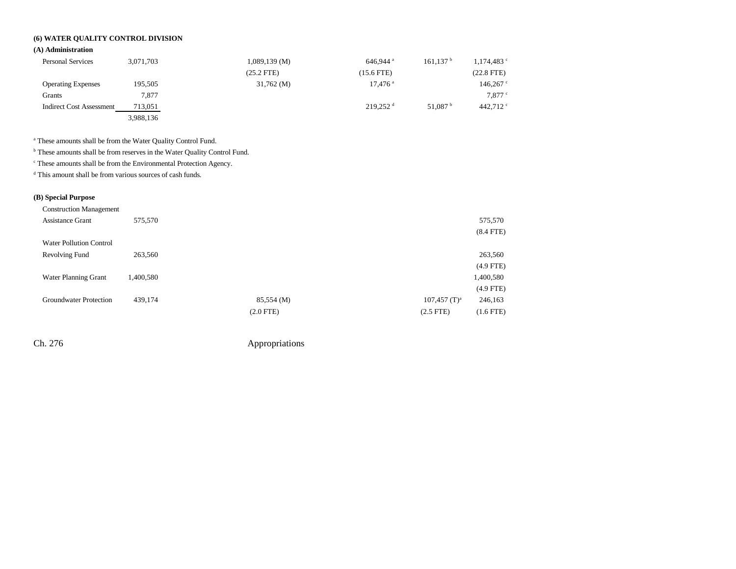**(6) WATER QUALITY CONTROL DIVISION**

**(A) Administration**

| | | | | | | |
|---|---|---|---|---|---|---|
| Personal Services | 3,071,703 | | 1,089,139 (M) | 646,944 [a] | 161,137 [b] | 1,174,483 [c] |
| | | | (25.2 FTE) | (15.6 FTE) | | (22.8 FTE) |
| Operating Expenses | 195,505 | | 31,762 (M) | 17,476 [a] | | 146,267 [c] |
| Grants | 7,877 | | | | | 7,877 [c] |
| Indirect Cost Assessment | 713,051 | | | 219,252 [d] | 51,087 [b] | 442,712 [c] |
| | 3,988,136 | | | | | |

[a] These amounts shall be from the Water Quality Control Fund.

[b] These amounts shall be from reserves in the Water Quality Control Fund.

[c] These amounts shall be from the Environmental Protection Agency.

[d] This amount shall be from various sources of cash funds.

**(B) Special Purpose**

| | | | | | | |
|---|---|---|---|---|---|---|
| Construction Management Assistance Grant | 575,570 | | | | | 575,570 |
| | | | | | | (8.4 FTE) |
| Water Pollution Control Revolving Fund | 263,560 | | | | | 263,560 |
| | | | | | | (4.9 FTE) |
| Water Planning Grant | 1,400,580 | | | | | 1,400,580 |
| | | | | | | (4.9 FTE) |
| Groundwater Protection | 439,174 | | 85,554 (M) | | 107,457 (T)[a] | 246,163 |
| | | | (2.0 FTE) | | (2.5 FTE) | (1.6 FTE) |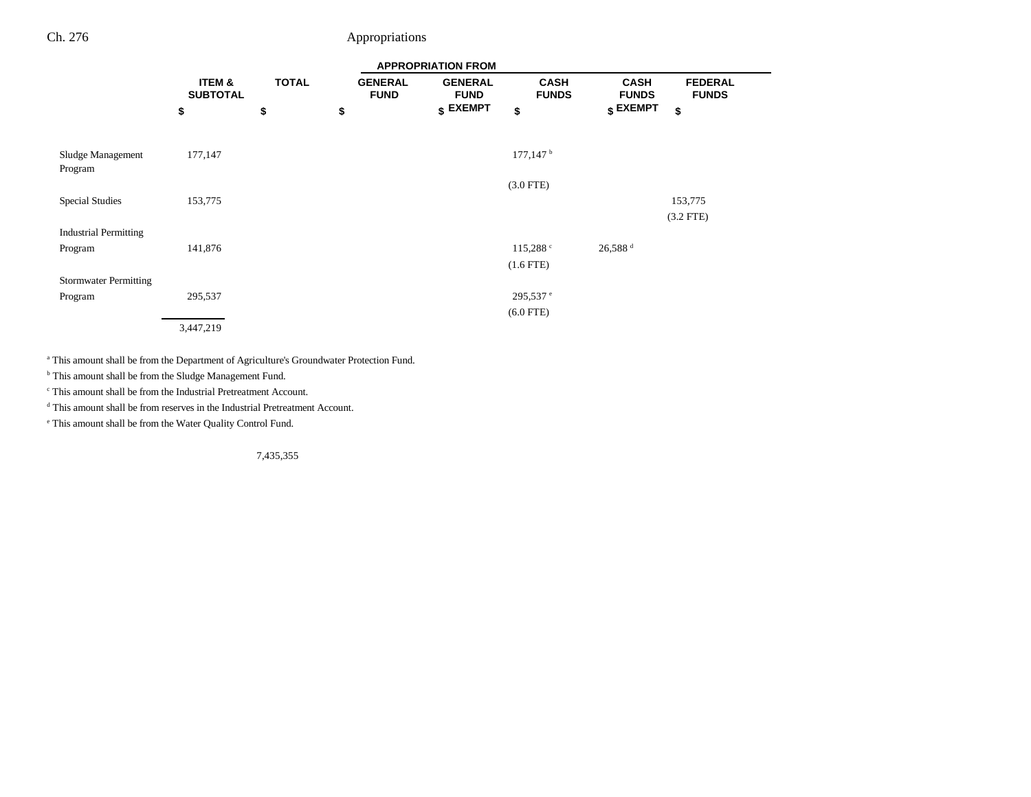| | ITEM & SUBTOTAL | TOTAL | APPROPRIATION FROM GENERAL FUND | GENERAL FUND EXEMPT | CASH FUNDS | CASH FUNDS EXEMPT | FEDERAL FUNDS |
|---|---|---|---|---|---|---|---|
| | $ | $ | $ | $ | $ | $ | $ |
| Sludge Management Program | 177,147 | | | | 177,147 [b] | | |
| | | | | | (3.0 FTE) | | |
| Special Studies | 153,775 | | | | | | 153,775 |
| | | | | | | | (3.2 FTE) |
| Industrial Permitting Program | 141,876 | | | | 115,288 [c] | 26,588 [d] | |
| | | | | | (1.6 FTE) | | |
| Stormwater Permitting Program | 295,537 | | | | 295,537 [e] | | |
| | | | | | (6.0 FTE) | | |
| | 3,447,219 | | | | | | |

[a] This amount shall be from the Department of Agriculture's Groundwater Protection Fund.

[b] This amount shall be from the Sludge Management Fund.

[c] This amount shall be from the Industrial Pretreatment Account.

[d] This amount shall be from reserves in the Industrial Pretreatment Account.

[e] This amount shall be from the Water Quality Control Fund.

| | ITEM & SUBTOTAL | TOTAL | GENERAL FUND | GENERAL FUND EXEMPT | CASH FUNDS | CASH FUNDS EXEMPT | FEDERAL FUNDS |
|---|---|---|---|---|---|---|---|
| | | 7,435,355 | | | | | |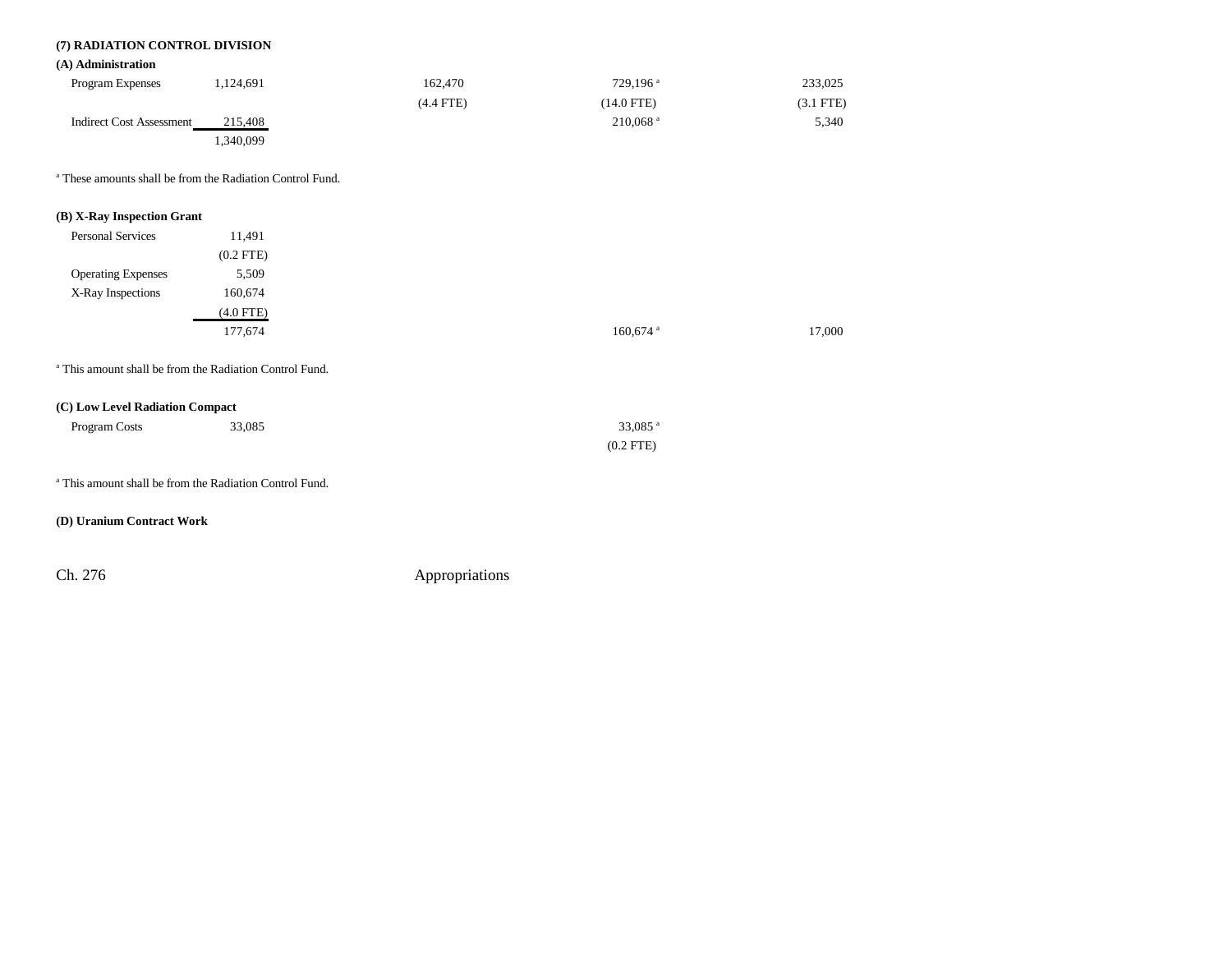**(7) RADIATION CONTROL DIVISION**

**(A) Administration**

| | | | | |
|---|---|---|---|---|
| Program Expenses | 1,124,691 | 162,470 | 729,196 [a] | 233,025 |
| | | (4.4 FTE) | (14.0 FTE) | (3.1 FTE) |
| Indirect Cost Assessment | 215,408 | | 210,068 [a] | 5,340 |
| | 1,340,099 | | | |

[a] These amounts shall be from the Radiation Control Fund.

**(B) X-Ray Inspection Grant**

| | | | | |
|---|---|---|---|---|
| Personal Services | 11,491 | | | |
| | (0.2 FTE) | | | |
| Operating Expenses | 5,509 | | | |
| X-Ray Inspections | 160,674 | | | |
| | (4.0 FTE) | | | |
| | 177,674 | | 160,674 [a] | 17,000 |

[a] This amount shall be from the Radiation Control Fund.

**(C) Low Level Radiation Compact**

| | | | | |
|---|---|---|---|---|
| Program Costs | 33,085 | | 33,085 [a] | |
| | | | (0.2 FTE) | |

[a] This amount shall be from the Radiation Control Fund.

**(D) Uranium Contract Work**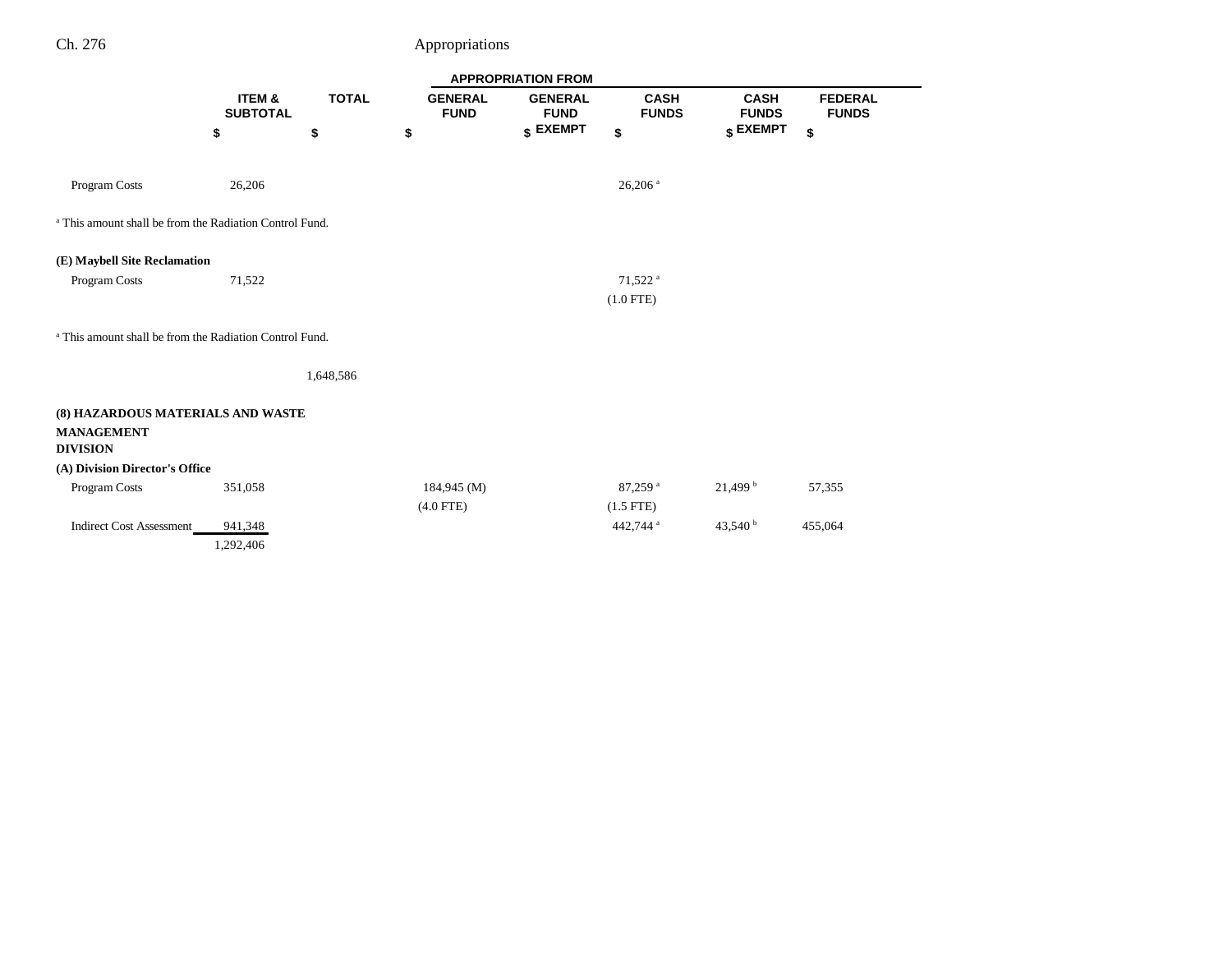| | ITEM & SUBTOTAL | TOTAL | GENERAL FUND | GENERAL FUND EXEMPT | CASH FUNDS | CASH FUNDS EXEMPT | FEDERAL FUNDS |
|---|---|---|---|---|---|---|---|
| | $ | $ | $ | $ | $ | $ | $ |
| Program Costs | 26,206 | | | | 26,206 [a] | | |

[a] This amount shall be from the Radiation Control Fund.

| | ITEM & SUBTOTAL | TOTAL | GENERAL FUND | GENERAL FUND EXEMPT | CASH FUNDS | CASH FUNDS EXEMPT | FEDERAL FUNDS |
|---|---|---|---|---|---|---|---|
| **(E) Maybell Site Reclamation** | | | | | | | |
| Program Costs | 71,522 | | | | 71,522 [a] | | |
| | | | | | (1.0 FTE) | | |

[a] This amount shall be from the Radiation Control Fund.

| | ITEM & SUBTOTAL | TOTAL | GENERAL FUND | GENERAL FUND EXEMPT | CASH FUNDS | CASH FUNDS EXEMPT | FEDERAL FUNDS |
|---|---|---|---|---|---|---|---|
| | | 1,648,586 | | | | | |
| **(8) HAZARDOUS MATERIALS AND WASTE MANAGEMENT DIVISION** | | | | | | | |
| **(A) Division Director's Office** | | | | | | | |
| Program Costs | 351,058 | | 184,945 (M) | | 87,259 [a] | 21,499 [b] | 57,355 |
| | | | (4.0 FTE) | | (1.5 FTE) | | |
| Indirect Cost Assessment | 941,348 | | | | 442,744 [a] | 43,540 [b] | 455,064 |
| | 1,292,406 | | | | | | |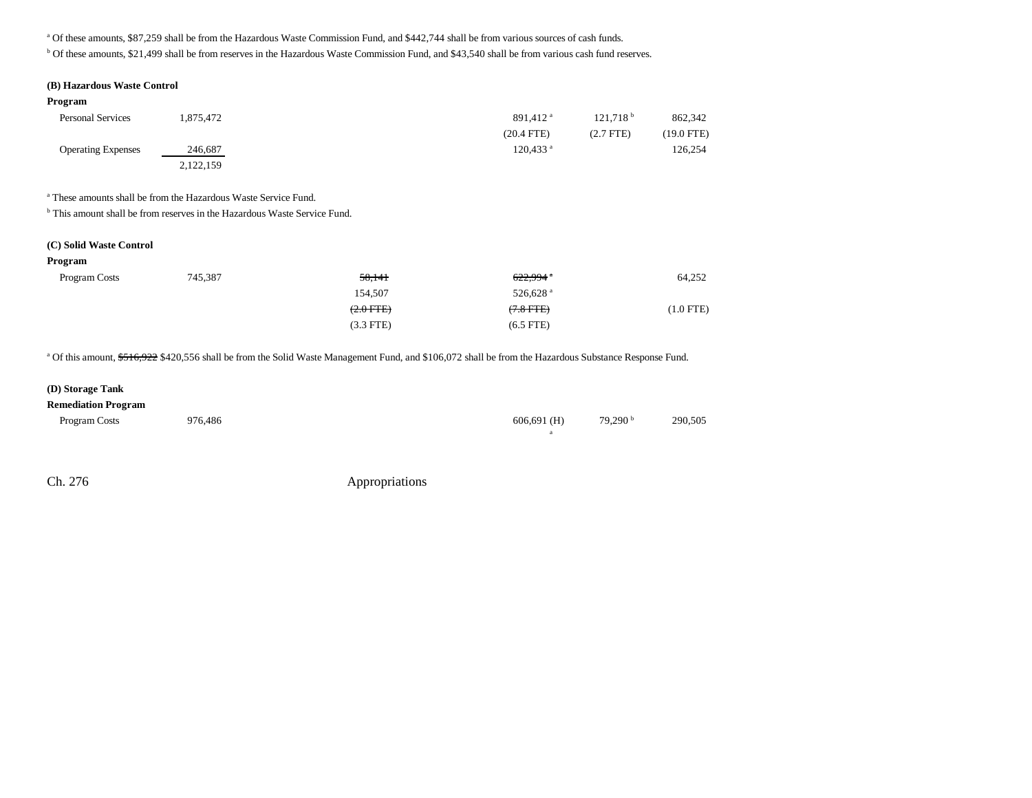[a] Of these amounts, $87,259 shall be from the Hazardous Waste Commission Fund, and $442,744 shall be from various sources of cash funds.

[b] Of these amounts, $21,499 shall be from reserves in the Hazardous Waste Commission Fund, and $43,540 shall be from various cash fund reserves.

**(B) Hazardous Waste Control Program**

| | | | | | |
|---|---|---|---|---|---|
| Personal Services | 1,875,472 | | 891,412 [a] | 121,718 [b] | 862,342 |
| | | | (20.4 FTE) | (2.7 FTE) | (19.0 FTE) |
| Operating Expenses | 246,687 | | 120,433 [a] | | 126,254 |
| | 2,122,159 | | | | |

[a] These amounts shall be from the Hazardous Waste Service Fund.

[b] This amount shall be from reserves in the Hazardous Waste Service Fund.

**(C) Solid Waste Control Program**

| | | | | | |
|---|---|---|---|---|---|
| Program Costs | 745,387 | ~~58,141~~ | ~~622,994~~ [a] | | 64,252 |
| | | 154,507 | 526,628 [a] | | |
| | | ~~(2.0 FTE)~~ | ~~(7.8 FTE)~~ | | (1.0 FTE) |
| | | (3.3 FTE) | (6.5 FTE) | | |

[a] Of this amount, ~~$516,922~~ $420,556 shall be from the Solid Waste Management Fund, and $106,072 shall be from the Hazardous Substance Response Fund.

**(D) Storage Tank Remediation Program**

| | | | | | |
|---|---|---|---|---|---|
| Program Costs | 976,486 | | 606,691 (H) [a] | 79,290 [b] | 290,505 |

Ch. 276 Appropriations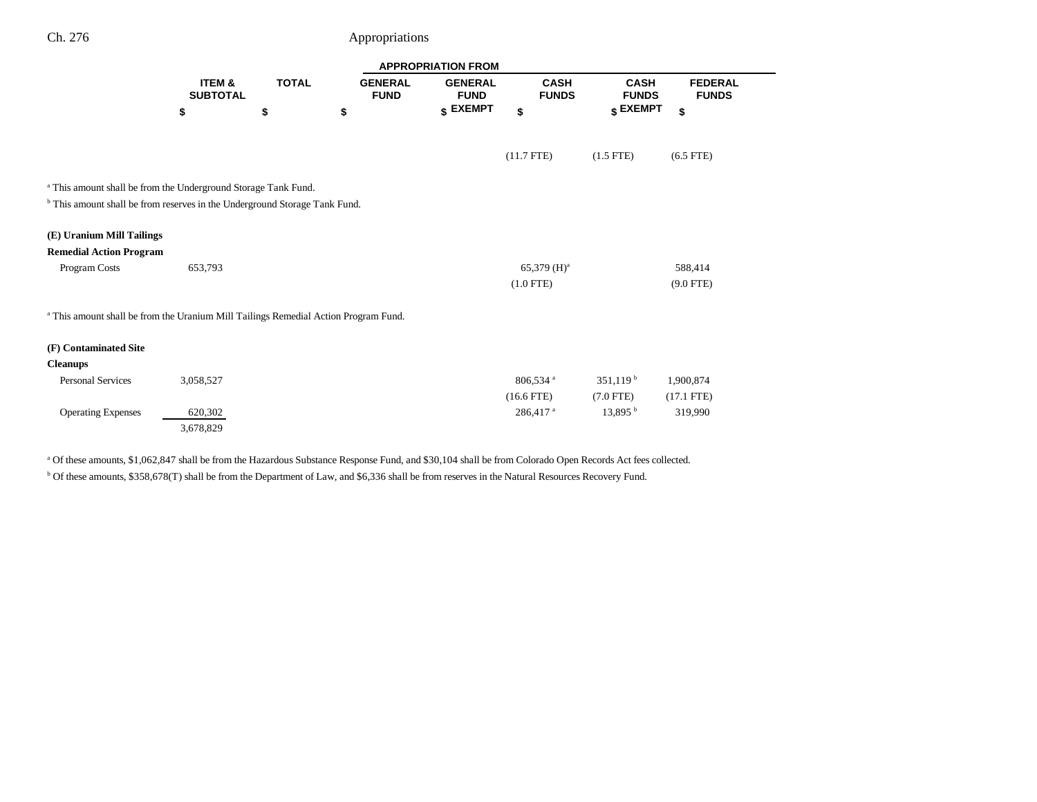| | ITEM & SUBTOTAL | TOTAL | GENERAL FUND | GENERAL FUND EXEMPT | CASH FUNDS | CASH FUNDS EXEMPT | FEDERAL FUNDS |
|---|---|---|---|---|---|---|---|
| | $ | $ | $ | $ | $ | $ | $ |
| | | | | | (11.7 FTE) | (1.5 FTE) | (6.5 FTE) |

[a] This amount shall be from the Underground Storage Tank Fund.

[b] This amount shall be from reserves in the Underground Storage Tank Fund.

| | ITEM & SUBTOTAL | TOTAL | GENERAL FUND | GENERAL FUND EXEMPT | CASH FUNDS | CASH FUNDS EXEMPT | FEDERAL FUNDS |
|---|---|---|---|---|---|---|---|
| **(E) Uranium Mill Tailings Remedial Action Program** | | | | | | | |
| Program Costs | 653,793 | | | | 65,379 (H)[a] | | 588,414 |
| | | | | | (1.0 FTE) | | (9.0 FTE) |

[a] This amount shall be from the Uranium Mill Tailings Remedial Action Program Fund.

| | ITEM & SUBTOTAL | TOTAL | GENERAL FUND | GENERAL FUND EXEMPT | CASH FUNDS | CASH FUNDS EXEMPT | FEDERAL FUNDS |
|---|---|---|---|---|---|---|---|
| **(F) Contaminated Site Cleanups** | | | | | | | |
| Personal Services | 3,058,527 | | | | 806,534 [a] | 351,119 [b] | 1,900,874 |
| | | | | | (16.6 FTE) | (7.0 FTE) | (17.1 FTE) |
| Operating Expenses | 620,302 | | | | 286,417 [a] | 13,895 [b] | 319,990 |
| | 3,678,829 | | | | | | |

[a] Of these amounts, $1,062,847 shall be from the Hazardous Substance Response Fund, and $30,104 shall be from Colorado Open Records Act fees collected.

[b] Of these amounts, $358,678(T) shall be from the Department of Law, and $6,336 shall be from reserves in the Natural Resources Recovery Fund.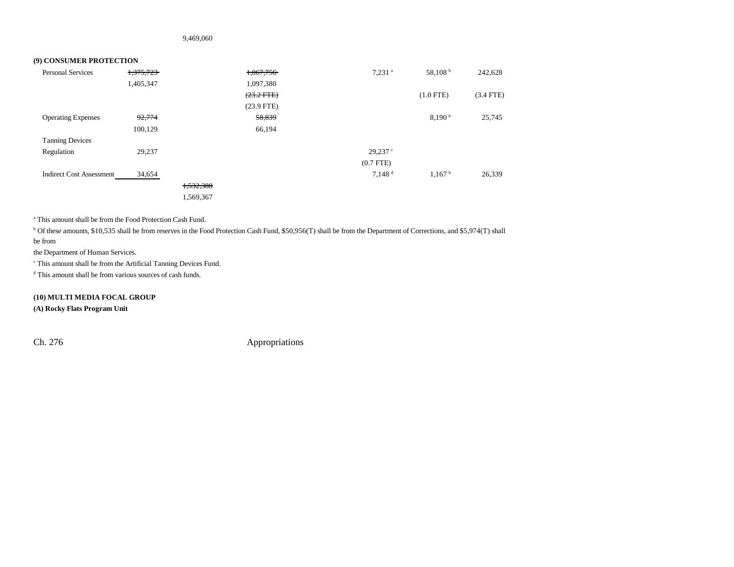9,469,060

**(9) CONSUMER PROTECTION**

| | | | | | | | |
|---|---|---|---|---|---|---|---|
| Personal Services | ~~1,375,723~~ 1,405,347 | | ~~1,067,756~~ 1,097,380 (~~23.2 FTE~~) (23.9 FTE) | | 7,231[a] | 58,108[b] (1.0 FTE) | 242,628 (3.4 FTE) |
| Operating Expenses | ~~92,774~~ 100,129 | | ~~58,839~~ 66,194 | | | 8,190[b] | 25,745 |
| Tanning Devices Regulation | 29,237 | | | | 29,237[c] (0.7 FTE) | | |
| Indirect Cost Assessment | 34,654 | | | | 7,148[d] | 1,167[b] | 26,339 |
| | | ~~1,532,388~~ 1,569,367 | | | | | |

[a] This amount shall be from the Food Protection Cash Fund.

[b] Of these amounts, $10,535 shall be from reserves in the Food Protection Cash Fund, $50,956(T) shall be from the Department of Corrections, and $5,974(T) shall be from the Department of Human Services.

[c] This amount shall be from the Artificial Tanning Devices Fund.

[d] This amount shall be from various sources of cash funds.

**(10) MULTI MEDIA FOCAL GROUP**

**(A) Rocky Flats Program Unit**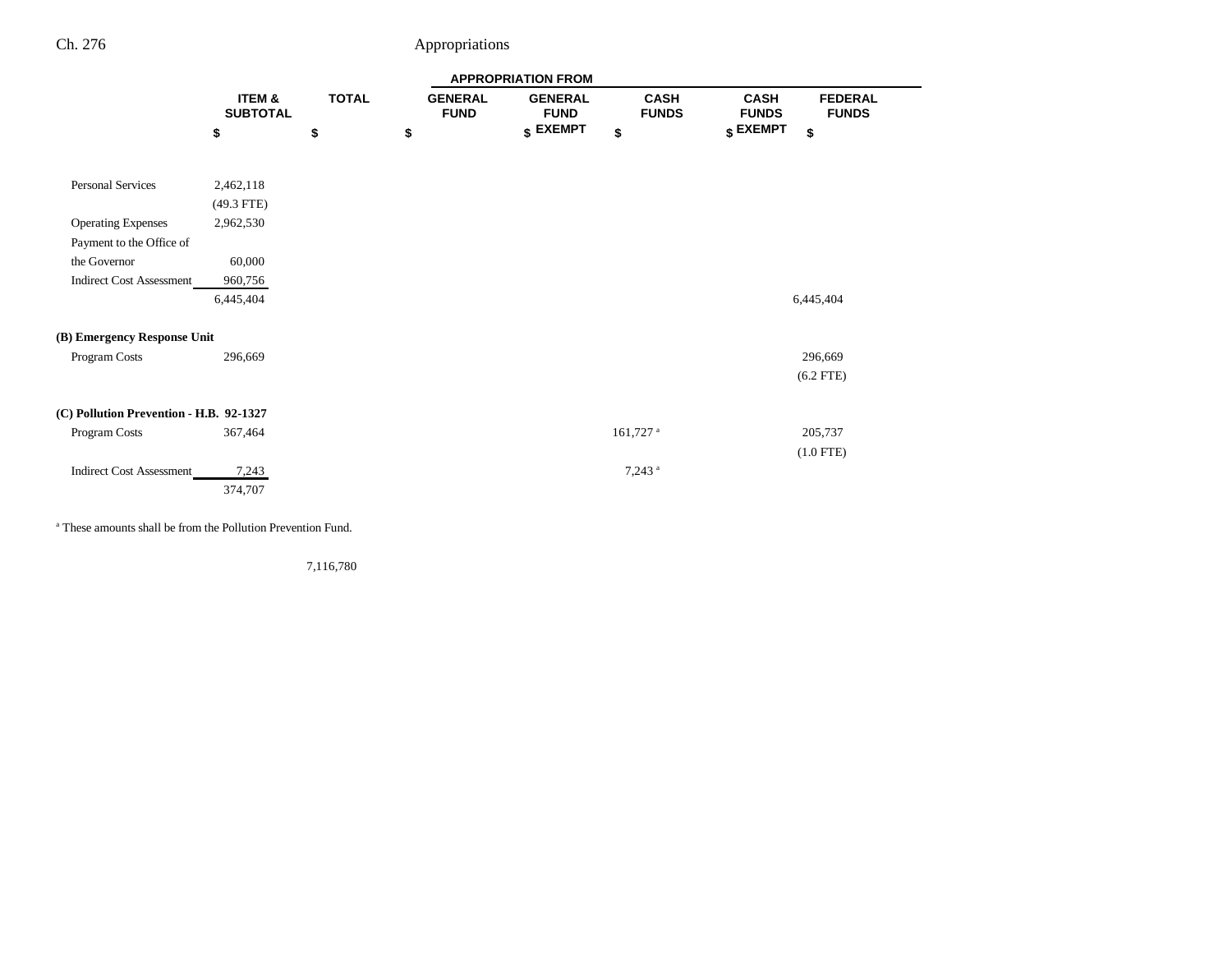| | ITEM & SUBTOTAL | TOTAL | GENERAL FUND | GENERAL FUND EXEMPT | CASH FUNDS | CASH FUNDS EXEMPT | FEDERAL FUNDS |
|---|---|---|---|---|---|---|---|
| | $ | $ | $ | $ | $ | $ | $ |
| Personal Services | 2,462,118 | | | | | | |
| | (49.3 FTE) | | | | | | |
| Operating Expenses | 2,962,530 | | | | | | |
| Payment to the Office of the Governor | 60,000 | | | | | | |
| Indirect Cost Assessment | 960,756 | | | | | | |
| | 6,445,404 | | | | | | 6,445,404 |
| **(B) Emergency Response Unit** | | | | | | | |
| Program Costs | 296,669 | | | | | | 296,669 |
| | | | | | | | (6.2 FTE) |
| **(C) Pollution Prevention - H.B. 92-1327** | | | | | | | |
| Program Costs | 367,464 | | | | 161,727[a] | | 205,737 |
| | | | | | | | (1.0 FTE) |
| Indirect Cost Assessment | 7,243 | | | | 7,243[a] | | |
| | 374,707 | | | | | | |

[a] These amounts shall be from the Pollution Prevention Fund.

| | | TOTAL |
|---|---|---|
| | | 7,116,780 |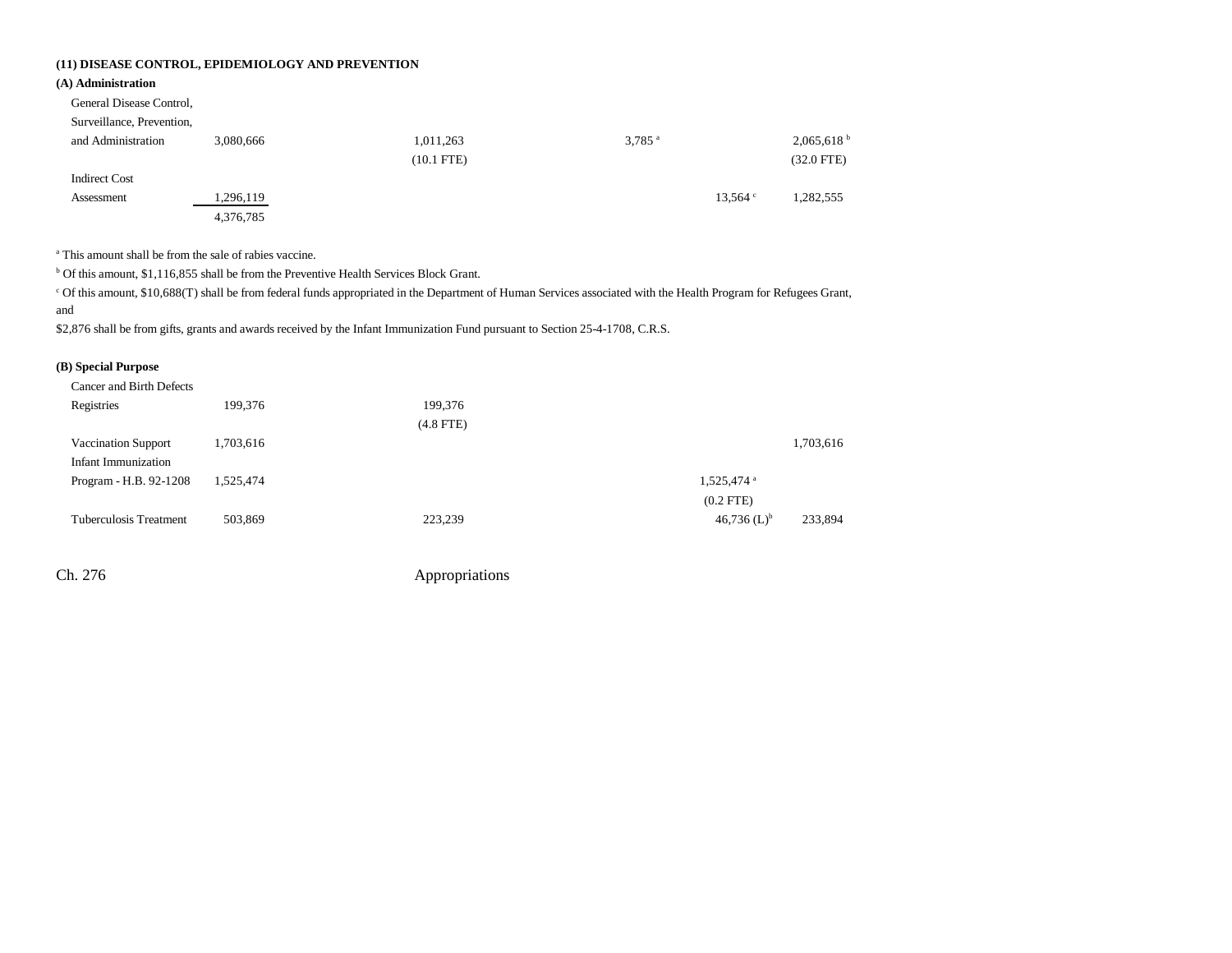## (11) DISEASE CONTROL, EPIDEMIOLOGY AND PREVENTION

### (A) Administration

| | | | | | |
|---|---|---|---|---|---|
| General Disease Control, Surveillance, Prevention, and Administration | 3,080,666 | 1,011,263 (10.1 FTE) | 3,785[a] | | 2,065,618[b] (32.0 FTE) |
| Indirect Cost Assessment | 1,296,119 | | | 13,564[c] | 1,282,555 |
| | 4,376,785 | | | | |

[a] This amount shall be from the sale of rabies vaccine.

[b] Of this amount, $1,116,855 shall be from the Preventive Health Services Block Grant.

[c] Of this amount, $10,688(T) shall be from federal funds appropriated in the Department of Human Services associated with the Health Program for Refugees Grant, and
$2,876 shall be from gifts, grants and awards received by the Infant Immunization Fund pursuant to Section 25-4-1708, C.R.S.

### (B) Special Purpose

| | | | | | |
|---|---|---|---|---|---|
| Cancer and Birth Defects Registries | 199,376 | 199,376 (4.8 FTE) | | | |
| Vaccination Support | 1,703,616 | | | | 1,703,616 |
| Infant Immunization Program - H.B. 92-1208 | 1,525,474 | | | 1,525,474[a] (0.2 FTE) | |
| Tuberculosis Treatment | 503,869 | 223,239 | | 46,736 (L)[b] | 233,894 |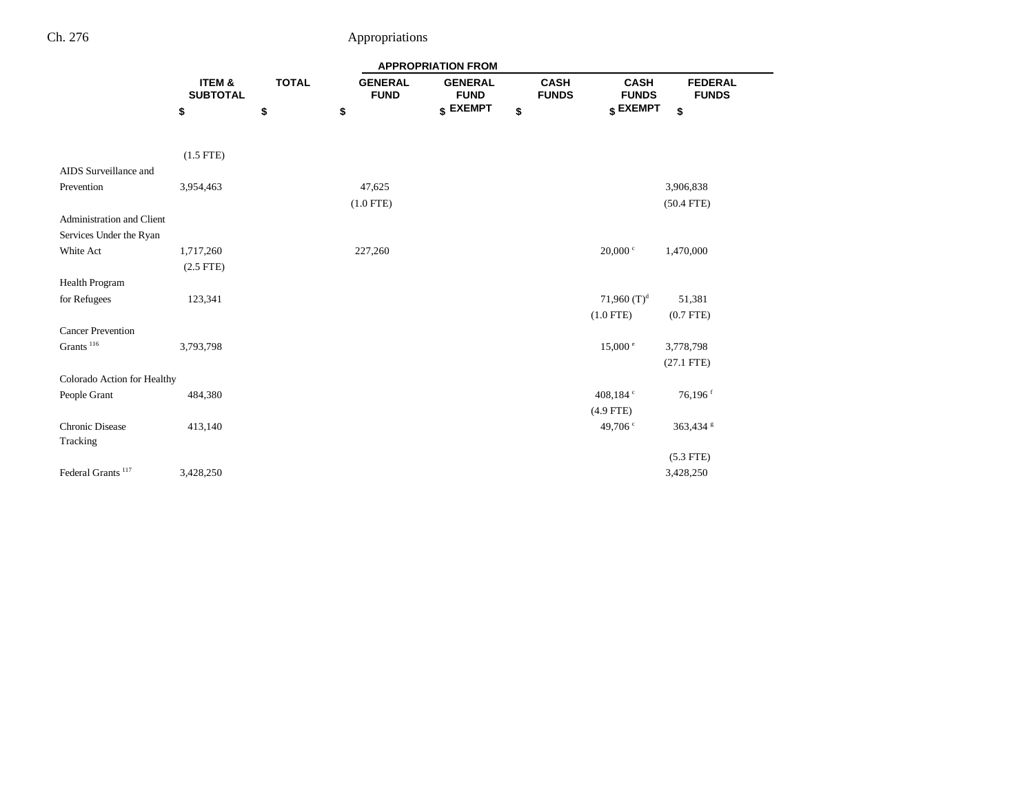| | ITEM & SUBTOTAL | TOTAL | APPROPRIATION FROM GENERAL FUND | GENERAL FUND EXEMPT | CASH FUNDS | CASH FUNDS EXEMPT | FEDERAL FUNDS |
|---|---|---|---|---|---|---|---|
| | $ | $ | $ | $ | $ | $ | $ |
| | (1.5 FTE) | | | | | | |
| AIDS Surveillance and Prevention | 3,954,463 | | 47,625 | | | | 3,906,838 |
| | | | (1.0 FTE) | | | | (50.4 FTE) |
| Administration and Client Services Under the Ryan White Act | 1,717,260 | | 227,260 | | | 20,000 [c] | 1,470,000 |
| | (2.5 FTE) | | | | | | |
| Health Program for Refugees | 123,341 | | | | | 71,960 (T)[d] | 51,381 |
| | | | | | | (1.0 FTE) | (0.7 FTE) |
| Cancer Prevention Grants [116] | 3,793,798 | | | | | 15,000 [e] | 3,778,798 |
| | | | | | | | (27.1 FTE) |
| Colorado Action for Healthy People Grant | 484,380 | | | | | 408,184 [c] | 76,196 [f] |
| | | | | | | (4.9 FTE) | |
| Chronic Disease Tracking | 413,140 | | | | | 49,706 [c] | 363,434 [g] |
| | | | | | | | (5.3 FTE) |
| Federal Grants [117] | 3,428,250 | | | | | | 3,428,250 |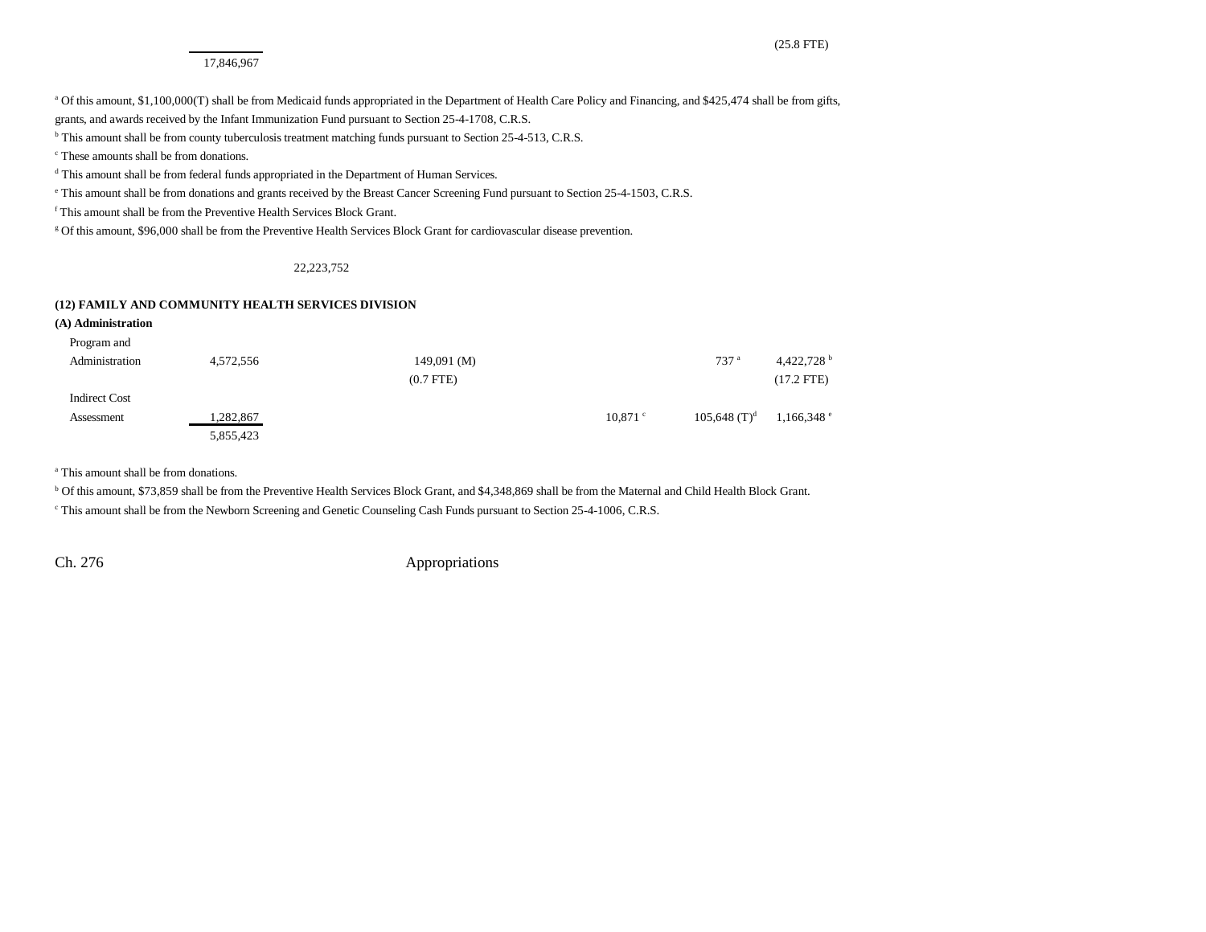| | | | | | |
|---|---|---|---|---|---|
| | | | | | (25.8 FTE) |
| 17,846,967 | | | | | |

[a] Of this amount, $1,100,000(T) shall be from Medicaid funds appropriated in the Department of Health Care Policy and Financing, and $425,474 shall be from gifts, grants, and awards received by the Infant Immunization Fund pursuant to Section 25-4-1708, C.R.S.

[b] This amount shall be from county tuberculosis treatment matching funds pursuant to Section 25-4-513, C.R.S.

[c] These amounts shall be from donations.

[d] This amount shall be from federal funds appropriated in the Department of Human Services.

[e] This amount shall be from donations and grants received by the Breast Cancer Screening Fund pursuant to Section 25-4-1503, C.R.S.

[f] This amount shall be from the Preventive Health Services Block Grant.

[g] Of this amount, $96,000 shall be from the Preventive Health Services Block Grant for cardiovascular disease prevention.

22,223,752

**(12) FAMILY AND COMMUNITY HEALTH SERVICES DIVISION**

**(A) Administration**

| | | | | | | |
|---|---|---|---|---|---|---|
| Program and Administration | 4,572,556 | | 149,091 (M) | | 737 [a] | 4,422,728 [b] |
| | | | (0.7 FTE) | | | (17.2 FTE) |
| Indirect Cost Assessment | 1,282,867 | | | 10,871 [c] | 105,648 (T)[d] | 1,166,348 [e] |
| | 5,855,423 | | | | | |

[a] This amount shall be from donations.

[b] Of this amount, $73,859 shall be from the Preventive Health Services Block Grant, and $4,348,869 shall be from the Maternal and Child Health Block Grant.

[c] This amount shall be from the Newborn Screening and Genetic Counseling Cash Funds pursuant to Section 25-4-1006, C.R.S.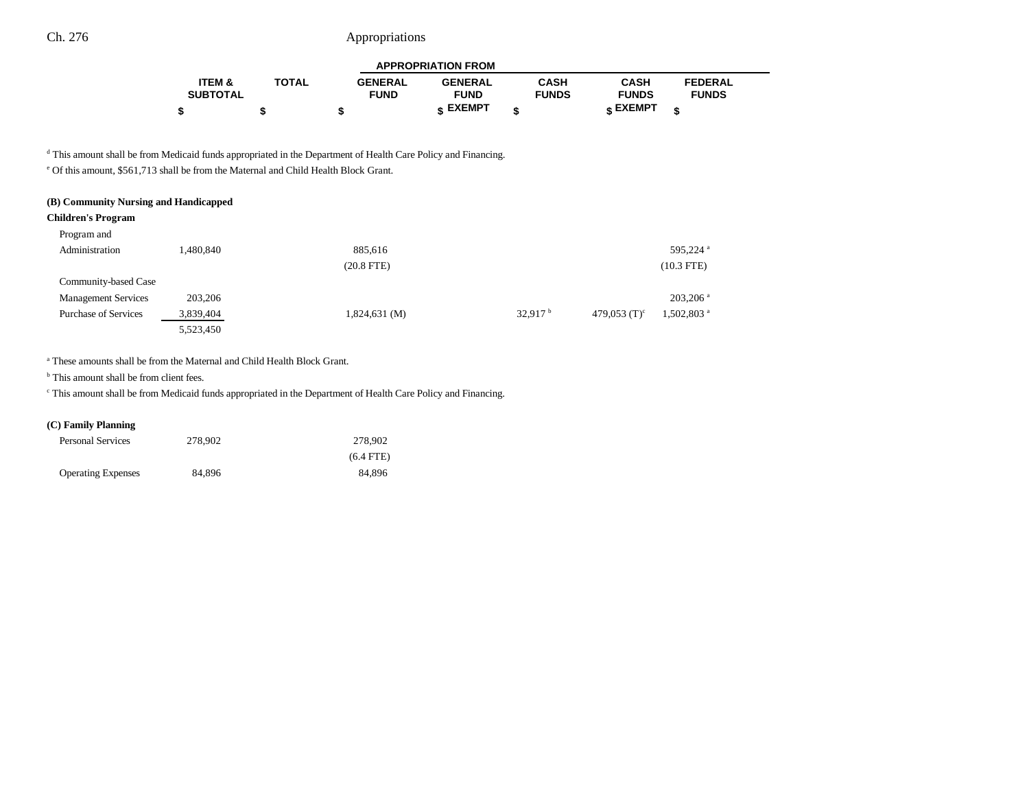| | ITEM & SUBTOTAL | TOTAL | GENERAL FUND | GENERAL FUND EXEMPT | CASH FUNDS | CASH FUNDS EXEMPT | FEDERAL FUNDS |
|---|---|---|---|---|---|---|---|
| | $ | $ | $ | $ | $ | $ | $ |

[d] This amount shall be from Medicaid funds appropriated in the Department of Health Care Policy and Financing.

[e] Of this amount, $561,713 shall be from the Maternal and Child Health Block Grant.

**(B) Community Nursing and Handicapped Children's Program**

| | ITEM & SUBTOTAL | TOTAL | GENERAL FUND | GENERAL FUND EXEMPT | CASH FUNDS | CASH FUNDS EXEMPT | FEDERAL FUNDS |
|---|---|---|---|---|---|---|---|
| Program and Administration | 1,480,840 | | 885,616 | | | | 595,224 [a] |
| | | | (20.8 FTE) | | | | (10.3 FTE) |
| Community-based Case Management Services | 203,206 | | | | | | 203,206 [a] |
| Purchase of Services | 3,839,404 | | 1,824,631 (M) | | 32,917 [b] | 479,053 (T)[c] | 1,502,803 [a] |
| | 5,523,450 | | | | | | |

[a] These amounts shall be from the Maternal and Child Health Block Grant.

[b] This amount shall be from client fees.

[c] This amount shall be from Medicaid funds appropriated in the Department of Health Care Policy and Financing.

**(C) Family Planning**

| | ITEM & SUBTOTAL | TOTAL | GENERAL FUND | GENERAL FUND EXEMPT | CASH FUNDS | CASH FUNDS EXEMPT | FEDERAL FUNDS |
|---|---|---|---|---|---|---|---|
| Personal Services | 278,902 | | 278,902 | | | | |
| | | | (6.4 FTE) | | | | |
| Operating Expenses | 84,896 | | 84,896 | | | | |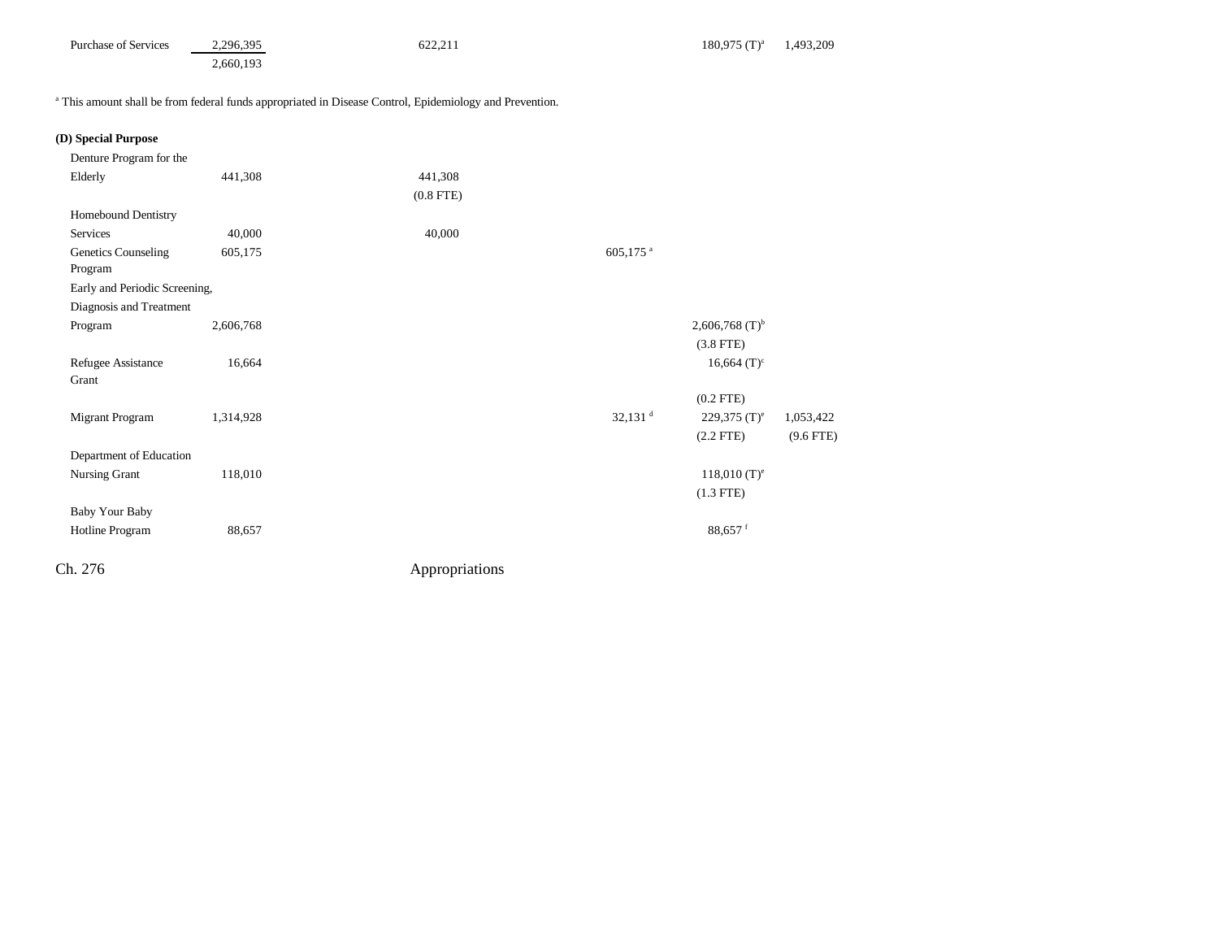| | | | | | |
|---|---|---|---|---|---|
| Purchase of Services | 2,296,395 | 622,211 | | 180,975 (T)[a] | 1,493,209 |
| | 2,660,193 | | | | |

[a] This amount shall be from federal funds appropriated in Disease Control, Epidemiology and Prevention.

**(D) Special Purpose**

| | | | | | |
|---|---|---|---|---|---|
| Denture Program for the Elderly | 441,308 | 441,308 | | | |
| | | (0.8 FTE) | | | |
| Homebound Dentistry Services | 40,000 | 40,000 | | | |
| Genetics Counseling Program | 605,175 | | 605,175 [a] | | |
| Early and Periodic Screening, Diagnosis and Treatment Program | 2,606,768 | | | 2,606,768 (T)[b] | |
| | | | | (3.8 FTE) | |
| Refugee Assistance Grant | 16,664 | | | 16,664 (T)[c] | |
| | | | | (0.2 FTE) | |
| Migrant Program | 1,314,928 | | 32,131 [d] | 229,375 (T)[e] | 1,053,422 |
| | | | | (2.2 FTE) | (9.6 FTE) |
| Department of Education Nursing Grant | 118,010 | | | 118,010 (T)[e] | |
| | | | | (1.3 FTE) | |
| Baby Your Baby Hotline Program | 88,657 | | | 88,657 [f] | |

Ch. 276 Appropriations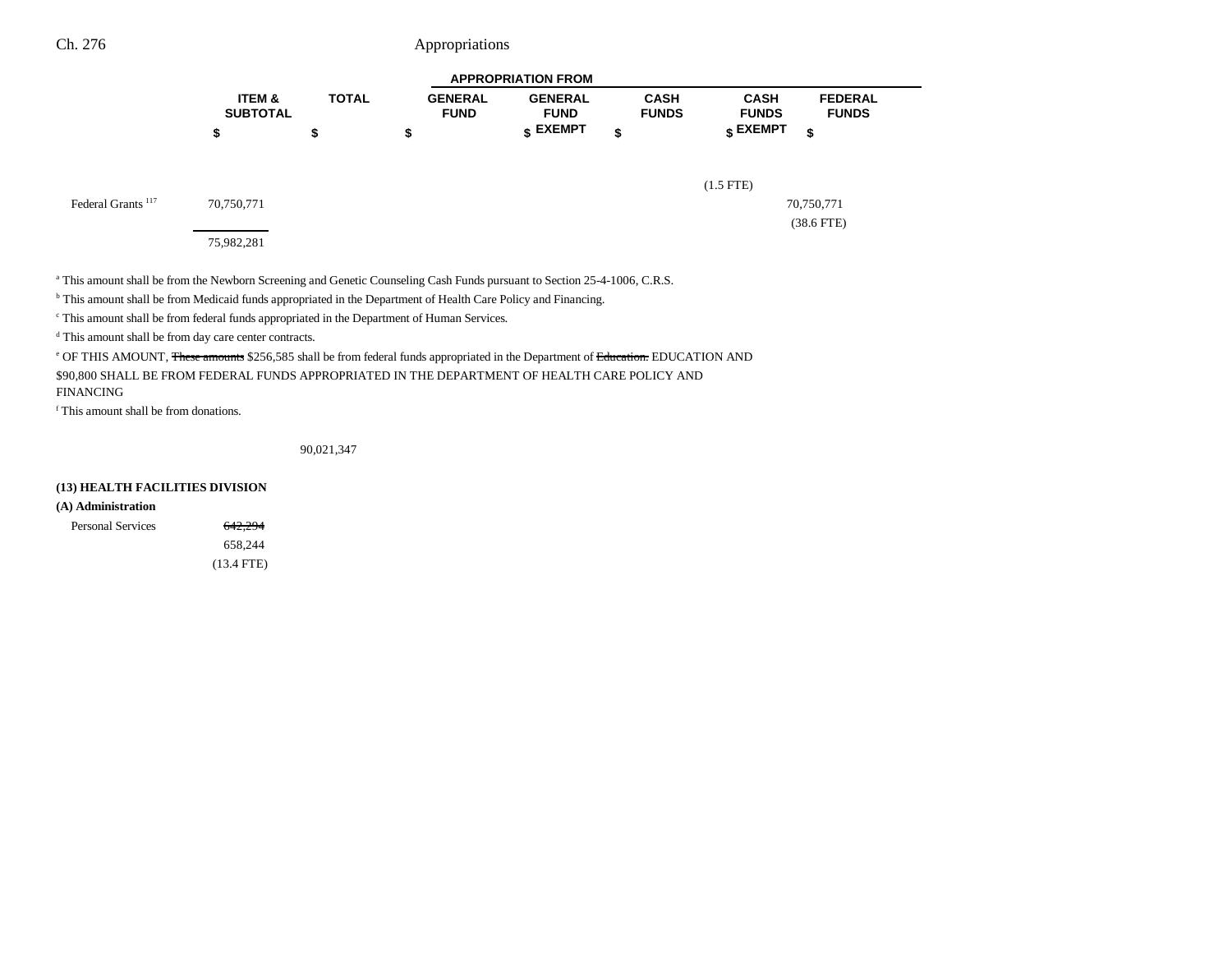| | ITEM & SUBTOTAL | TOTAL | GENERAL FUND | GENERAL FUND EXEMPT | CASH FUNDS | CASH FUNDS EXEMPT | FEDERAL FUNDS |
|---|---|---|---|---|---|---|---|
| | $ | $ | $ | $ | $ | $ | $ |
| | | | | | | (1.5 FTE) | |
| Federal Grants [117] | 70,750,771 | | | | | | 70,750,771<br>(38.6 FTE) |
| | 75,982,281 | | | | | | |

[a] This amount shall be from the Newborn Screening and Genetic Counseling Cash Funds pursuant to Section 25-4-1006, C.R.S.

[b] This amount shall be from Medicaid funds appropriated in the Department of Health Care Policy and Financing.

[c] This amount shall be from federal funds appropriated in the Department of Human Services.

[d] This amount shall be from day care center contracts.

[e] OF THIS AMOUNT, ~~These amounts~~ $256,585 shall be from federal funds appropriated in the Department of ~~Education.~~ EDUCATION AND $90,800 SHALL BE FROM FEDERAL FUNDS APPROPRIATED IN THE DEPARTMENT OF HEALTH CARE POLICY AND FINANCING

[f] This amount shall be from donations.

| | ITEM & SUBTOTAL | TOTAL | GENERAL FUND | GENERAL FUND EXEMPT | CASH FUNDS | CASH FUNDS EXEMPT | FEDERAL FUNDS |
|---|---|---|---|---|---|---|---|
| | | 90,021,347 | | | | | |

**(13) HEALTH FACILITIES DIVISION**

**(A) Administration**

| | ITEM & SUBTOTAL | TOTAL | GENERAL FUND | GENERAL FUND EXEMPT | CASH FUNDS | CASH FUNDS EXEMPT | FEDERAL FUNDS |
|---|---|---|---|---|---|---|---|
| Personal Services | ~~642,294~~<br>658,244<br>(13.4 FTE) | | | | | | |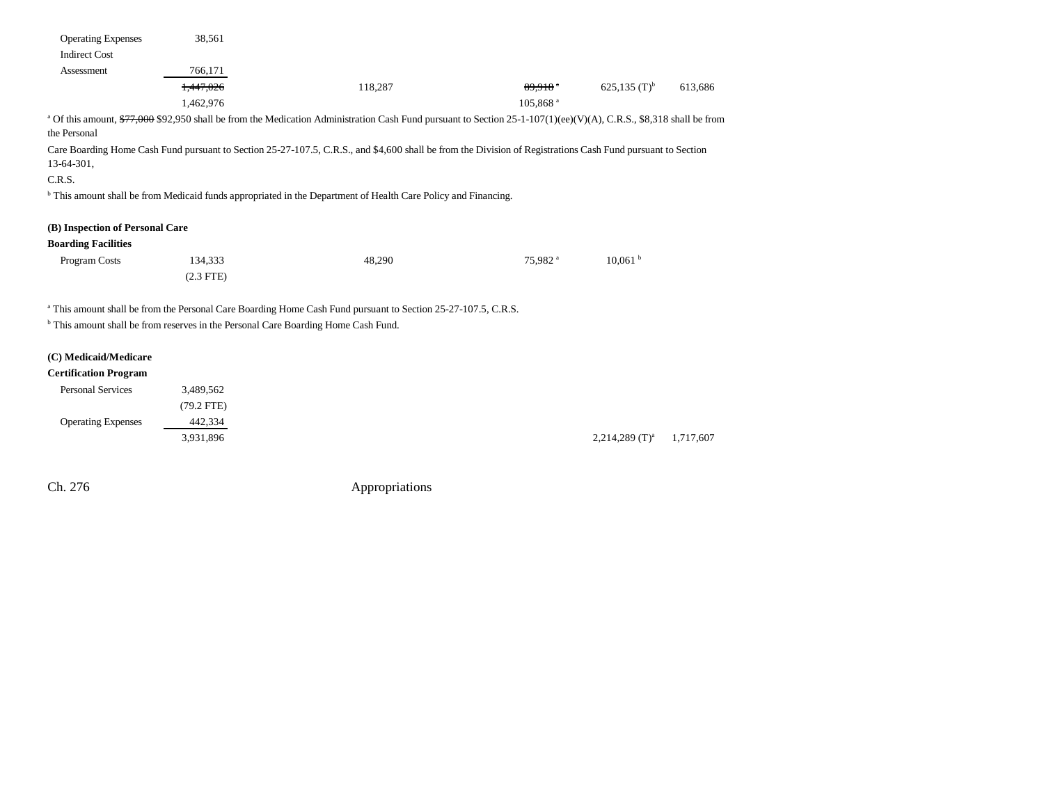| | | | | | |
|---|---|---|---|---|---|
| Operating Expenses | 38,561 | | | | |
| Indirect Cost Assessment | 766,171 | | | | |
| | ~~1,447,026~~ | 118,287 | ~~89,918~~ [a] | 625,135 (T)[b] | 613,686 |
| | 1,462,976 | | 105,868 [a] | | |

[a] Of this amount, ~~$77,000~~ $92,950 shall be from the Medication Administration Cash Fund pursuant to Section 25-1-107(1)(ee)(V)(A), C.R.S., $8,318 shall be from the Personal Care Boarding Home Cash Fund pursuant to Section 25-27-107.5, C.R.S., and $4,600 shall be from the Division of Registrations Cash Fund pursuant to Section 13-64-301, C.R.S.

[b] This amount shall be from Medicaid funds appropriated in the Department of Health Care Policy and Financing.

**(B) Inspection of Personal Care Boarding Facilities**

| | | | | | |
|---|---|---|---|---|---|
| Program Costs | 134,333 | 48,290 | 75,982 [a] | 10,061 [b] | |
| | (2.3 FTE) | | | | |

[a] This amount shall be from the Personal Care Boarding Home Cash Fund pursuant to Section 25-27-107.5, C.R.S.

[b] This amount shall be from reserves in the Personal Care Boarding Home Cash Fund.

**(C) Medicaid/Medicare Certification Program**

| | | | | | |
|---|---|---|---|---|---|
| Personal Services | 3,489,562 | | | | |
| | (79.2 FTE) | | | | |
| Operating Expenses | 442,334 | | | | |
| | 3,931,896 | | | 2,214,289 (T)[a] | 1,717,607 |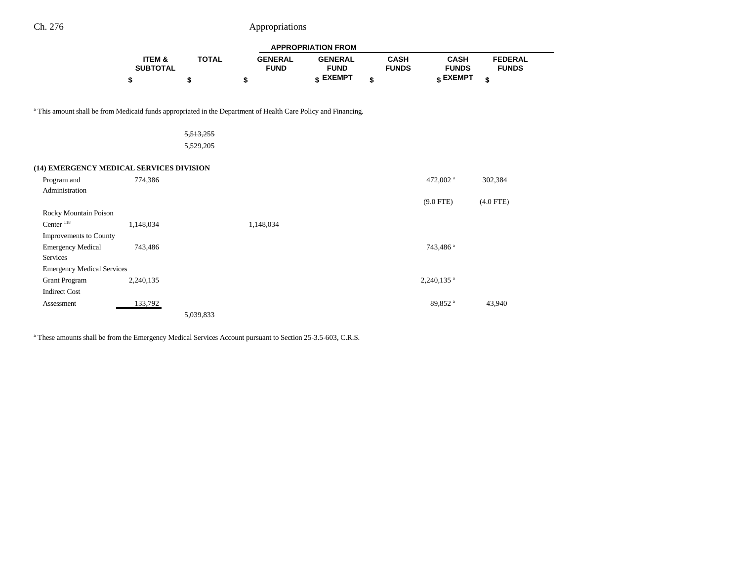| | ITEM & SUBTOTAL | TOTAL | GENERAL FUND | GENERAL FUND EXEMPT | CASH FUNDS | CASH FUNDS EXEMPT | FEDERAL FUNDS |
|---|---|---|---|---|---|---|---|
| | | | APPROPRIATION FROM | | | | |
| | $ | $ | $ | $ | $ | $ | $ |

[a] This amount shall be from Medicaid funds appropriated in the Department of Health Care Policy and Financing.

| | ITEM & SUBTOTAL | TOTAL | GENERAL FUND | GENERAL FUND EXEMPT | CASH FUNDS | CASH FUNDS EXEMPT | FEDERAL FUNDS |
|---|---|---|---|---|---|---|---|
| | | ~~5,513,255~~ | | | | | |
| | | 5,529,205 | | | | | |
| **(14) EMERGENCY MEDICAL SERVICES DIVISION** | | | | | | | |
| Program and Administration | 774,386 | | | | | 472,002[a] | 302,384 |
| | | | | | | (9.0 FTE) | (4.0 FTE) |
| Rocky Mountain Poison Center[118] | 1,148,034 | | 1,148,034 | | | | |
| Improvements to County Emergency Medical Services | 743,486 | | | | | 743,486[a] | |
| Emergency Medical Services Grant Program | 2,240,135 | | | | | 2,240,135[a] | |
| Indirect Cost Assessment | 133,792 | | | | | 89,852[a] | 43,940 |
| | | 5,039,833 | | | | | |

[a] These amounts shall be from the Emergency Medical Services Account pursuant to Section 25-3.5-603, C.R.S.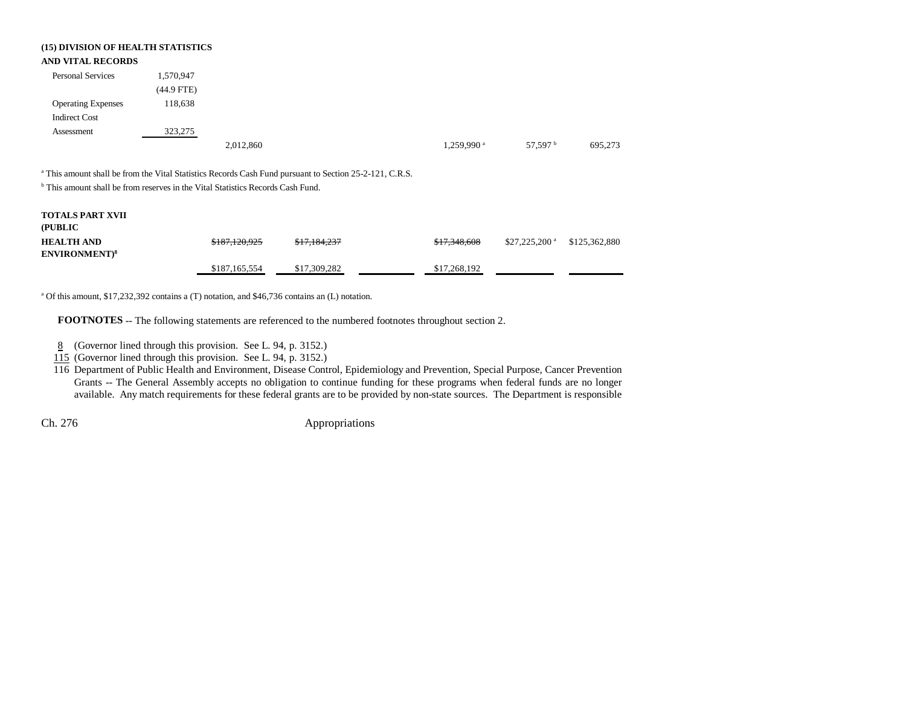**(15) DIVISION OF HEALTH STATISTICS AND VITAL RECORDS**

| | | | | | | | |
|---|---|---|---|---|---|---|---|
| Personal Services | 1,570,947 | | | | | | |
| | (44.9 FTE) | | | | | | |
| Operating Expenses | 118,638 | | | | | | |
| Indirect Cost Assessment | 323,275 | | | | | | |
| | | 2,012,860 | | | 1,259,990 [a] | 57,597 [b] | 695,273 |

[a] This amount shall be from the Vital Statistics Records Cash Fund pursuant to Section 25-2-121, C.R.S.

[b] This amount shall be from reserves in the Vital Statistics Records Cash Fund.

| | | | | | | |
|---|---|---|---|---|---|---|
| **TOTALS PART XVII (PUBLIC HEALTH AND ENVIRONMENT)**[8] | ~~$187,120,925~~ | ~~$17,184,237~~ | | ~~$17,348,608~~ | $27,225,200 [a] | $125,362,880 |
| | $187,165,554 | $17,309,282 | | $17,268,192 | | |

[a] Of this amount, $17,232,392 contains a (T) notation, and $46,736 contains an (L) notation.

**FOOTNOTES** -- The following statements are referenced to the numbered footnotes throughout section 2.

8 (Governor lined through this provision. See L. 94, p. 3152.)

115 (Governor lined through this provision. See L. 94, p. 3152.)

116 Department of Public Health and Environment, Disease Control, Epidemiology and Prevention, Special Purpose, Cancer Prevention Grants -- The General Assembly accepts no obligation to continue funding for these programs when federal funds are no longer available. Any match requirements for these federal grants are to be provided by non-state sources. The Department is responsible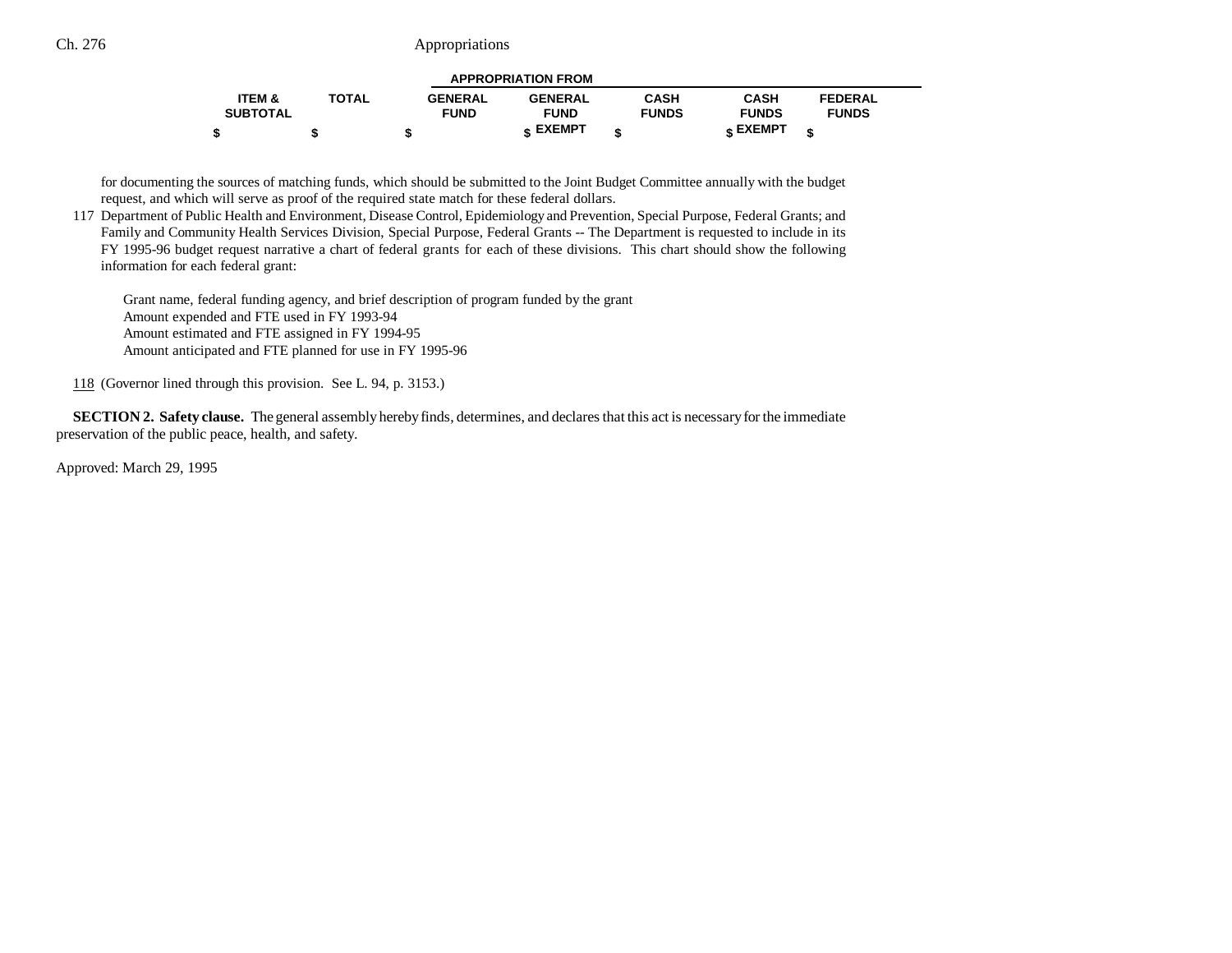| ITEM & SUBTOTAL | TOTAL | APPROPRIATION FROM GENERAL FUND | GENERAL FUND EXEMPT | CASH FUNDS | CASH FUNDS EXEMPT | FEDERAL FUNDS |
|---|---|---|---|---|---|---|
| $ | $ | $ | $ | $ | $ | $ |

for documenting the sources of matching funds, which should be submitted to the Joint Budget Committee annually with the budget request, and which will serve as proof of the required state match for these federal dollars.

117 Department of Public Health and Environment, Disease Control, Epidemiology and Prevention, Special Purpose, Federal Grants; and Family and Community Health Services Division, Special Purpose, Federal Grants -- The Department is requested to include in its FY 1995-96 budget request narrative a chart of federal grants for each of these divisions. This chart should show the following information for each federal grant:

Grant name, federal funding agency, and brief description of program funded by the grant
Amount expended and FTE used in FY 1993-94
Amount estimated and FTE assigned in FY 1994-95
Amount anticipated and FTE planned for use in FY 1995-96

118 (Governor lined through this provision. See L. 94, p. 3153.)

**SECTION 2. Safety clause.** The general assembly hereby finds, determines, and declares that this act is necessary for the immediate preservation of the public peace, health, and safety.

Approved: March 29, 1995